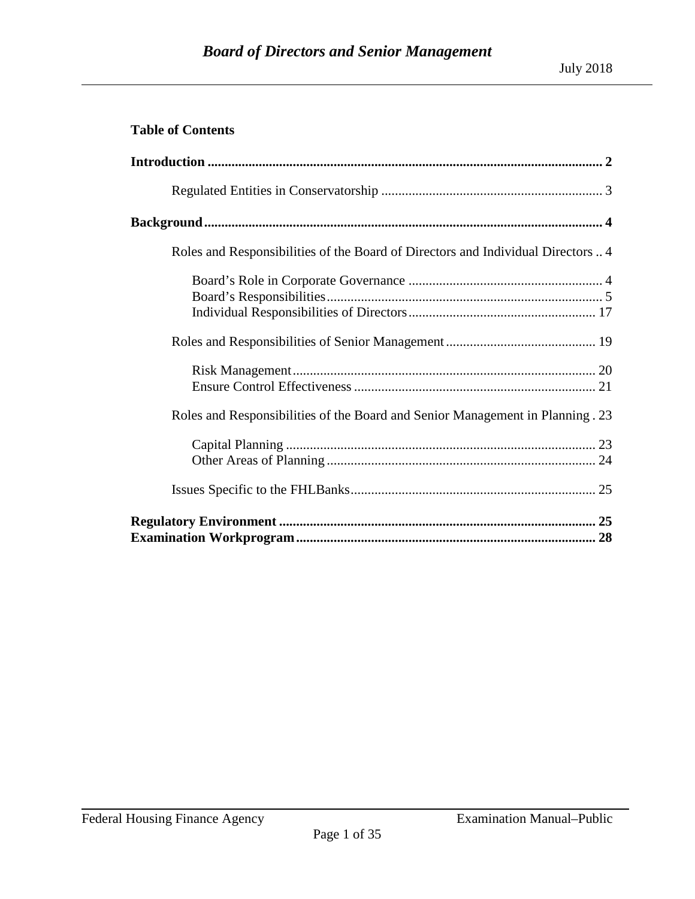# Board of Directors and Senior Management

July 2018

**Table of Contents**

**Introduction** .................................................................................................................. **2**

- Regulated Entities in Conservatorship ................................................................. 3

**Background** .................................................................................................................. **4**

- Roles and Responsibilities of the Board of Directors and Individual Directors .. 4
  - Board's Role in Corporate Governance ......................................................... 4
  - Board's Responsibilities ................................................................................ 5
  - Individual Responsibilities of Directors ...................................................... 17
- Roles and Responsibilities of Senior Management ............................................ 19
  - Risk Management ........................................................................................ 20
  - Ensure Control Effectiveness ...................................................................... 21
- Roles and Responsibilities of the Board and Senior Management in Planning . 23
  - Capital Planning .......................................................................................... 23
  - Other Areas of Planning .............................................................................. 24
- Issues Specific to the FHLBanks ........................................................................ 25

**Regulatory Environment** ........................................................................................... **25**

**Examination Workprogram** ....................................................................................... **28**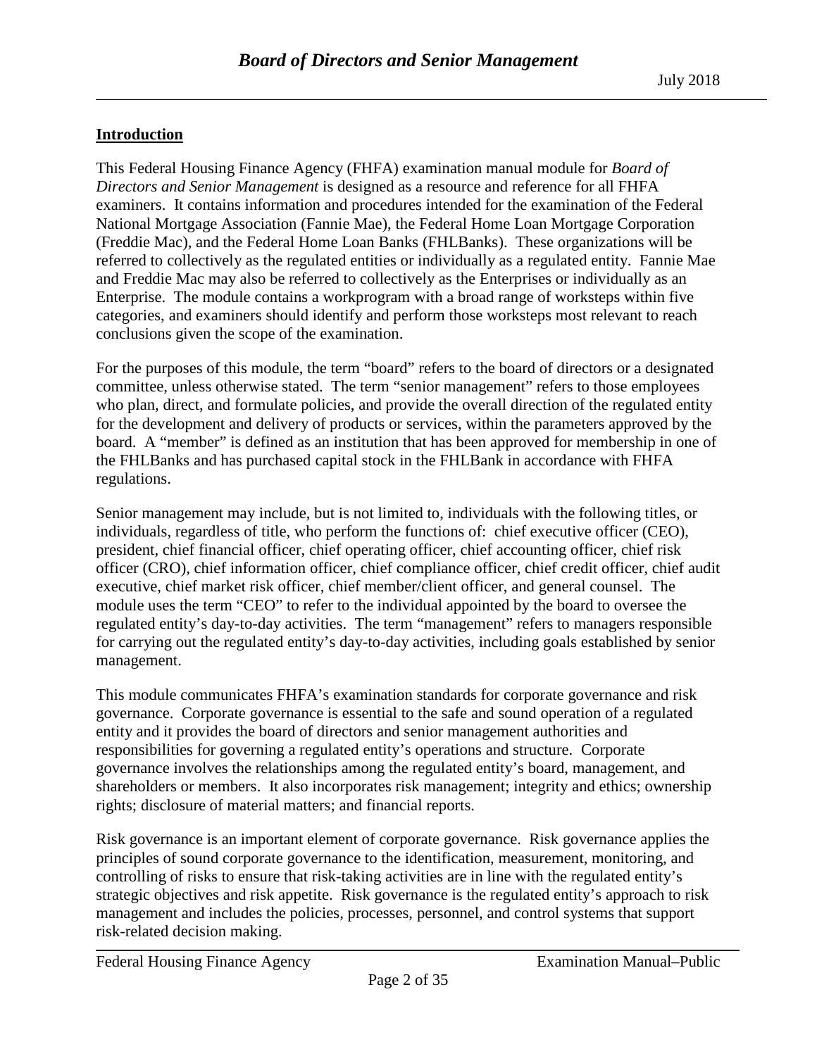## Introduction

This Federal Housing Finance Agency (FHFA) examination manual module for *Board of Directors and Senior Management* is designed as a resource and reference for all FHFA examiners. It contains information and procedures intended for the examination of the Federal National Mortgage Association (Fannie Mae), the Federal Home Loan Mortgage Corporation (Freddie Mac), and the Federal Home Loan Banks (FHLBanks). These organizations will be referred to collectively as the regulated entities or individually as a regulated entity. Fannie Mae and Freddie Mac may also be referred to collectively as the Enterprises or individually as an Enterprise. The module contains a workprogram with a broad range of worksteps within five categories, and examiners should identify and perform those worksteps most relevant to reach conclusions given the scope of the examination.

For the purposes of this module, the term "board" refers to the board of directors or a designated committee, unless otherwise stated. The term "senior management" refers to those employees who plan, direct, and formulate policies, and provide the overall direction of the regulated entity for the development and delivery of products or services, within the parameters approved by the board. A "member" is defined as an institution that has been approved for membership in one of the FHLBanks and has purchased capital stock in the FHLBank in accordance with FHFA regulations.

Senior management may include, but is not limited to, individuals with the following titles, or individuals, regardless of title, who perform the functions of: chief executive officer (CEO), president, chief financial officer, chief operating officer, chief accounting officer, chief risk officer (CRO), chief information officer, chief compliance officer, chief credit officer, chief audit executive, chief market risk officer, chief member/client officer, and general counsel. The module uses the term "CEO" to refer to the individual appointed by the board to oversee the regulated entity's day-to-day activities. The term "management" refers to managers responsible for carrying out the regulated entity's day-to-day activities, including goals established by senior management.

This module communicates FHFA's examination standards for corporate governance and risk governance. Corporate governance is essential to the safe and sound operation of a regulated entity and it provides the board of directors and senior management authorities and responsibilities for governing a regulated entity's operations and structure. Corporate governance involves the relationships among the regulated entity's board, management, and shareholders or members. It also incorporates risk management; integrity and ethics; ownership rights; disclosure of material matters; and financial reports.

Risk governance is an important element of corporate governance. Risk governance applies the principles of sound corporate governance to the identification, measurement, monitoring, and controlling of risks to ensure that risk-taking activities are in line with the regulated entity's strategic objectives and risk appetite. Risk governance is the regulated entity's approach to risk management and includes the policies, processes, personnel, and control systems that support risk-related decision making.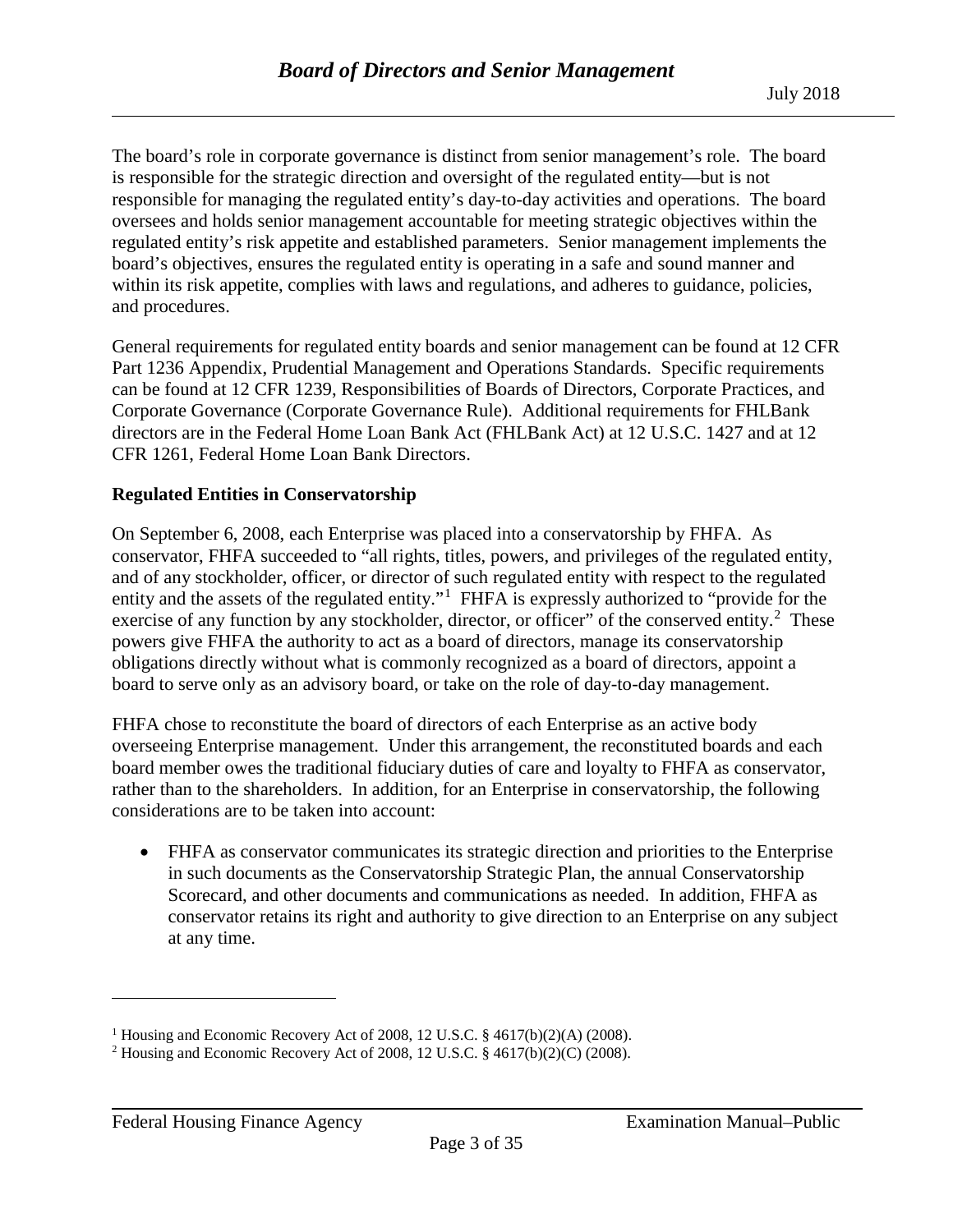The board's role in corporate governance is distinct from senior management's role. The board is responsible for the strategic direction and oversight of the regulated entity—but is not responsible for managing the regulated entity's day-to-day activities and operations. The board oversees and holds senior management accountable for meeting strategic objectives within the regulated entity's risk appetite and established parameters. Senior management implements the board's objectives, ensures the regulated entity is operating in a safe and sound manner and within its risk appetite, complies with laws and regulations, and adheres to guidance, policies, and procedures.

General requirements for regulated entity boards and senior management can be found at 12 CFR Part 1236 Appendix, Prudential Management and Operations Standards. Specific requirements can be found at 12 CFR 1239, Responsibilities of Boards of Directors, Corporate Practices, and Corporate Governance (Corporate Governance Rule). Additional requirements for FHLBank directors are in the Federal Home Loan Bank Act (FHLBank Act) at 12 U.S.C. 1427 and at 12 CFR 1261, Federal Home Loan Bank Directors.

**Regulated Entities in Conservatorship**

On September 6, 2008, each Enterprise was placed into a conservatorship by FHFA. As conservator, FHFA succeeded to "all rights, titles, powers, and privileges of the regulated entity, and of any stockholder, officer, or director of such regulated entity with respect to the regulated entity and the assets of the regulated entity."[1] FHFA is expressly authorized to "provide for the exercise of any function by any stockholder, director, or officer" of the conserved entity.[2] These powers give FHFA the authority to act as a board of directors, manage its conservatorship obligations directly without what is commonly recognized as a board of directors, appoint a board to serve only as an advisory board, or take on the role of day-to-day management.

FHFA chose to reconstitute the board of directors of each Enterprise as an active body overseeing Enterprise management. Under this arrangement, the reconstituted boards and each board member owes the traditional fiduciary duties of care and loyalty to FHFA as conservator, rather than to the shareholders. In addition, for an Enterprise in conservatorship, the following considerations are to be taken into account:

- FHFA as conservator communicates its strategic direction and priorities to the Enterprise in such documents as the Conservatorship Strategic Plan, the annual Conservatorship Scorecard, and other documents and communications as needed. In addition, FHFA as conservator retains its right and authority to give direction to an Enterprise on any subject at any time.

---

[1] Housing and Economic Recovery Act of 2008, 12 U.S.C. § 4617(b)(2)(A) (2008).

[2] Housing and Economic Recovery Act of 2008, 12 U.S.C. § 4617(b)(2)(C) (2008).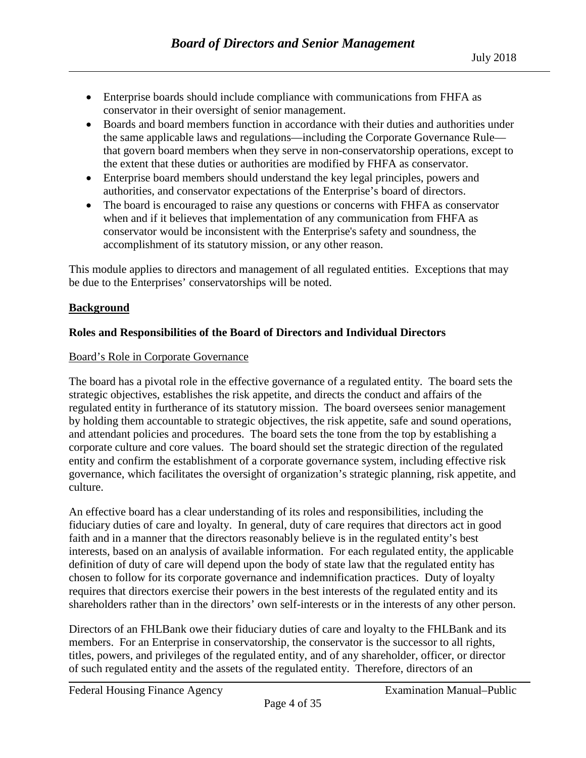- Enterprise boards should include compliance with communications from FHFA as conservator in their oversight of senior management.
- Boards and board members function in accordance with their duties and authorities under the same applicable laws and regulations—including the Corporate Governance Rule—that govern board members when they serve in non-conservatorship operations, except to the extent that these duties or authorities are modified by FHFA as conservator.
- Enterprise board members should understand the key legal principles, powers and authorities, and conservator expectations of the Enterprise's board of directors.
- The board is encouraged to raise any questions or concerns with FHFA as conservator when and if it believes that implementation of any communication from FHFA as conservator would be inconsistent with the Enterprise's safety and soundness, the accomplishment of its statutory mission, or any other reason.

This module applies to directors and management of all regulated entities. Exceptions that may be due to the Enterprises' conservatorships will be noted.

## Background

### Roles and Responsibilities of the Board of Directors and Individual Directors

#### Board's Role in Corporate Governance

The board has a pivotal role in the effective governance of a regulated entity. The board sets the strategic objectives, establishes the risk appetite, and directs the conduct and affairs of the regulated entity in furtherance of its statutory mission. The board oversees senior management by holding them accountable to strategic objectives, the risk appetite, safe and sound operations, and attendant policies and procedures. The board sets the tone from the top by establishing a corporate culture and core values. The board should set the strategic direction of the regulated entity and confirm the establishment of a corporate governance system, including effective risk governance, which facilitates the oversight of organization's strategic planning, risk appetite, and culture.

An effective board has a clear understanding of its roles and responsibilities, including the fiduciary duties of care and loyalty. In general, duty of care requires that directors act in good faith and in a manner that the directors reasonably believe is in the regulated entity's best interests, based on an analysis of available information. For each regulated entity, the applicable definition of duty of care will depend upon the body of state law that the regulated entity has chosen to follow for its corporate governance and indemnification practices. Duty of loyalty requires that directors exercise their powers in the best interests of the regulated entity and its shareholders rather than in the directors' own self-interests or in the interests of any other person.

Directors of an FHLBank owe their fiduciary duties of care and loyalty to the FHLBank and its members. For an Enterprise in conservatorship, the conservator is the successor to all rights, titles, powers, and privileges of the regulated entity, and of any shareholder, officer, or director of such regulated entity and the assets of the regulated entity. Therefore, directors of an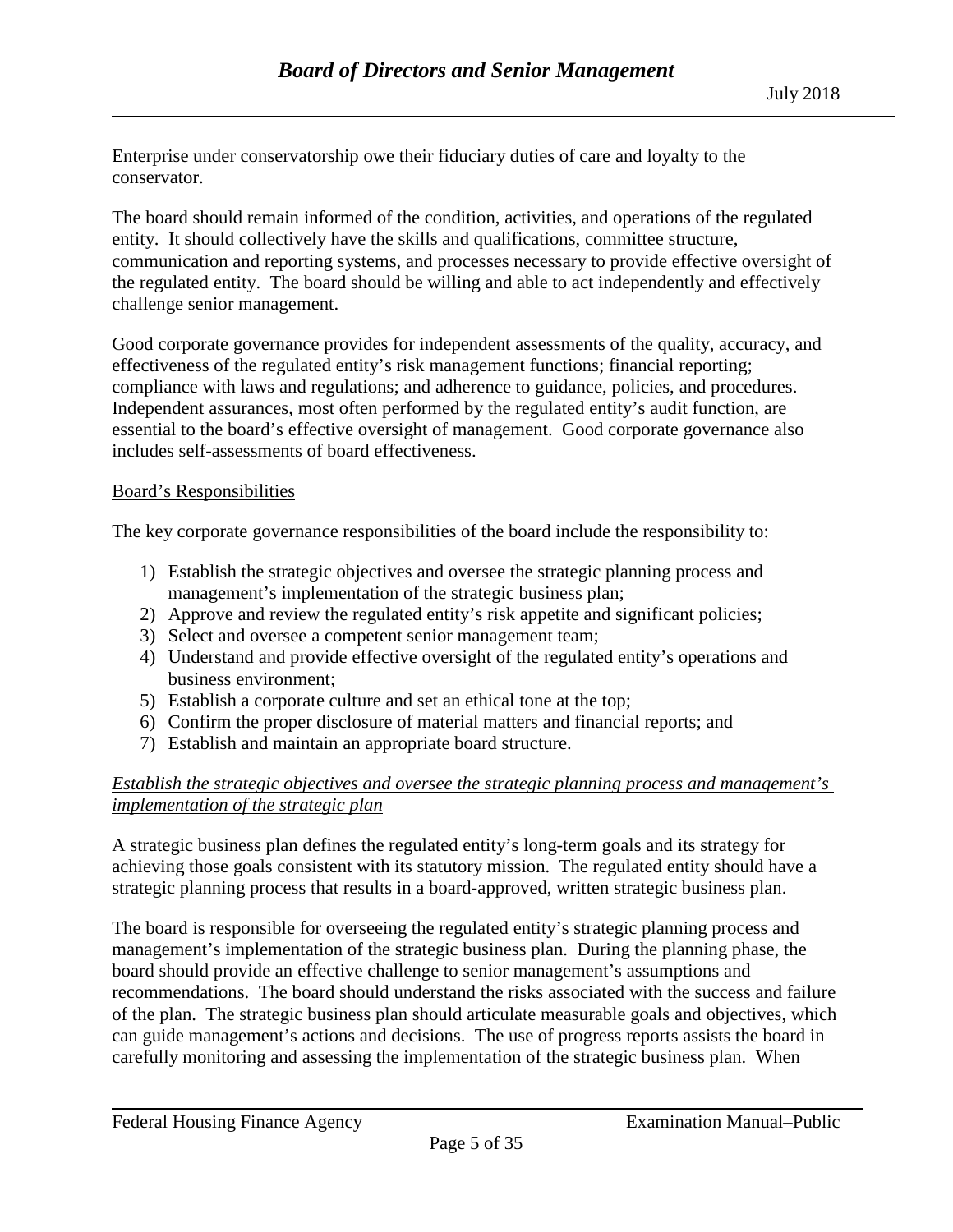Enterprise under conservatorship owe their fiduciary duties of care and loyalty to the conservator.

The board should remain informed of the condition, activities, and operations of the regulated entity. It should collectively have the skills and qualifications, committee structure, communication and reporting systems, and processes necessary to provide effective oversight of the regulated entity. The board should be willing and able to act independently and effectively challenge senior management.

Good corporate governance provides for independent assessments of the quality, accuracy, and effectiveness of the regulated entity's risk management functions; financial reporting; compliance with laws and regulations; and adherence to guidance, policies, and procedures. Independent assurances, most often performed by the regulated entity's audit function, are essential to the board's effective oversight of management. Good corporate governance also includes self-assessments of board effectiveness.

<u>Board's Responsibilities</u>

The key corporate governance responsibilities of the board include the responsibility to:

1) Establish the strategic objectives and oversee the strategic planning process and management's implementation of the strategic business plan;
2) Approve and review the regulated entity's risk appetite and significant policies;
3) Select and oversee a competent senior management team;
4) Understand and provide effective oversight of the regulated entity's operations and business environment;
5) Establish a corporate culture and set an ethical tone at the top;
6) Confirm the proper disclosure of material matters and financial reports; and
7) Establish and maintain an appropriate board structure.

*<u>Establish the strategic objectives and oversee the strategic planning process and management's implementation of the strategic plan</u>*

A strategic business plan defines the regulated entity's long-term goals and its strategy for achieving those goals consistent with its statutory mission. The regulated entity should have a strategic planning process that results in a board-approved, written strategic business plan.

The board is responsible for overseeing the regulated entity's strategic planning process and management's implementation of the strategic business plan. During the planning phase, the board should provide an effective challenge to senior management's assumptions and recommendations. The board should understand the risks associated with the success and failure of the plan. The strategic business plan should articulate measurable goals and objectives, which can guide management's actions and decisions. The use of progress reports assists the board in carefully monitoring and assessing the implementation of the strategic business plan. When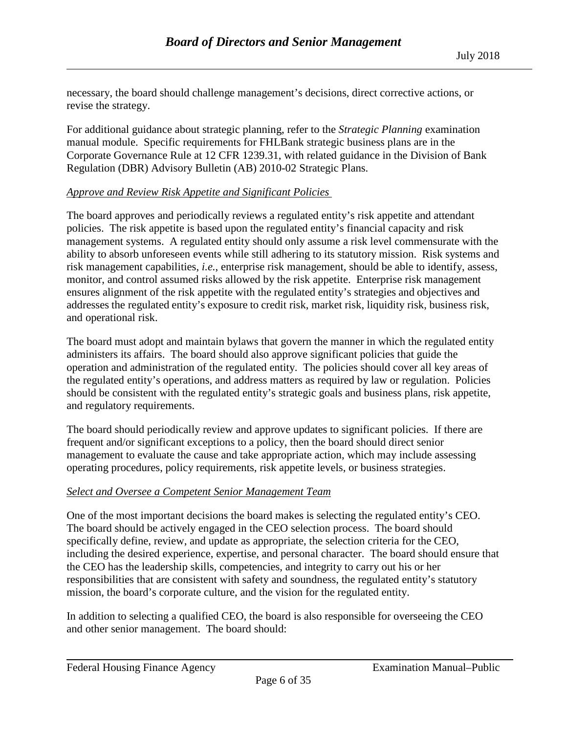necessary, the board should challenge management's decisions, direct corrective actions, or revise the strategy.

For additional guidance about strategic planning, refer to the *Strategic Planning* examination manual module. Specific requirements for FHLBank strategic business plans are in the Corporate Governance Rule at 12 CFR 1239.31, with related guidance in the Division of Bank Regulation (DBR) Advisory Bulletin (AB) 2010-02 Strategic Plans.

*Approve and Review Risk Appetite and Significant Policies*

The board approves and periodically reviews a regulated entity's risk appetite and attendant policies. The risk appetite is based upon the regulated entity's financial capacity and risk management systems. A regulated entity should only assume a risk level commensurate with the ability to absorb unforeseen events while still adhering to its statutory mission. Risk systems and risk management capabilities, *i.e.*, enterprise risk management, should be able to identify, assess, monitor, and control assumed risks allowed by the risk appetite. Enterprise risk management ensures alignment of the risk appetite with the regulated entity's strategies and objectives and addresses the regulated entity's exposure to credit risk, market risk, liquidity risk, business risk, and operational risk.

The board must adopt and maintain bylaws that govern the manner in which the regulated entity administers its affairs. The board should also approve significant policies that guide the operation and administration of the regulated entity. The policies should cover all key areas of the regulated entity's operations, and address matters as required by law or regulation. Policies should be consistent with the regulated entity's strategic goals and business plans, risk appetite, and regulatory requirements.

The board should periodically review and approve updates to significant policies. If there are frequent and/or significant exceptions to a policy, then the board should direct senior management to evaluate the cause and take appropriate action, which may include assessing operating procedures, policy requirements, risk appetite levels, or business strategies.

*Select and Oversee a Competent Senior Management Team*

One of the most important decisions the board makes is selecting the regulated entity's CEO. The board should be actively engaged in the CEO selection process. The board should specifically define, review, and update as appropriate, the selection criteria for the CEO, including the desired experience, expertise, and personal character. The board should ensure that the CEO has the leadership skills, competencies, and integrity to carry out his or her responsibilities that are consistent with safety and soundness, the regulated entity's statutory mission, the board's corporate culture, and the vision for the regulated entity.

In addition to selecting a qualified CEO, the board is also responsible for overseeing the CEO and other senior management. The board should: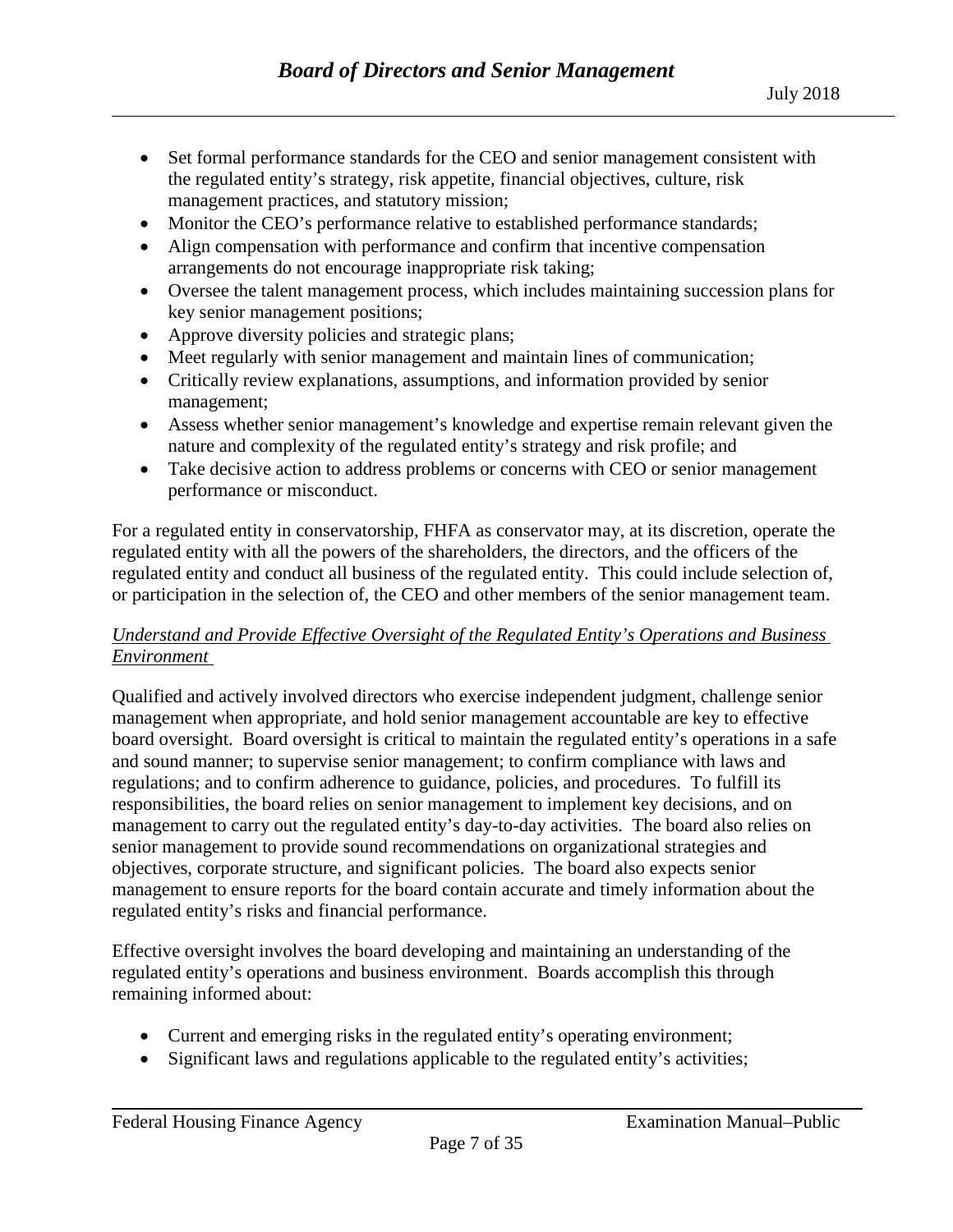- Set formal performance standards for the CEO and senior management consistent with the regulated entity's strategy, risk appetite, financial objectives, culture, risk management practices, and statutory mission;
- Monitor the CEO's performance relative to established performance standards;
- Align compensation with performance and confirm that incentive compensation arrangements do not encourage inappropriate risk taking;
- Oversee the talent management process, which includes maintaining succession plans for key senior management positions;
- Approve diversity policies and strategic plans;
- Meet regularly with senior management and maintain lines of communication;
- Critically review explanations, assumptions, and information provided by senior management;
- Assess whether senior management's knowledge and expertise remain relevant given the nature and complexity of the regulated entity's strategy and risk profile; and
- Take decisive action to address problems or concerns with CEO or senior management performance or misconduct.

For a regulated entity in conservatorship, FHFA as conservator may, at its discretion, operate the regulated entity with all the powers of the shareholders, the directors, and the officers of the regulated entity and conduct all business of the regulated entity. This could include selection of, or participation in the selection of, the CEO and other members of the senior management team.

*Understand and Provide Effective Oversight of the Regulated Entity's Operations and Business Environment*

Qualified and actively involved directors who exercise independent judgment, challenge senior management when appropriate, and hold senior management accountable are key to effective board oversight. Board oversight is critical to maintain the regulated entity's operations in a safe and sound manner; to supervise senior management; to confirm compliance with laws and regulations; and to confirm adherence to guidance, policies, and procedures. To fulfill its responsibilities, the board relies on senior management to implement key decisions, and on management to carry out the regulated entity's day-to-day activities. The board also relies on senior management to provide sound recommendations on organizational strategies and objectives, corporate structure, and significant policies. The board also expects senior management to ensure reports for the board contain accurate and timely information about the regulated entity's risks and financial performance.

Effective oversight involves the board developing and maintaining an understanding of the regulated entity's operations and business environment. Boards accomplish this through remaining informed about:

- Current and emerging risks in the regulated entity's operating environment;
- Significant laws and regulations applicable to the regulated entity's activities;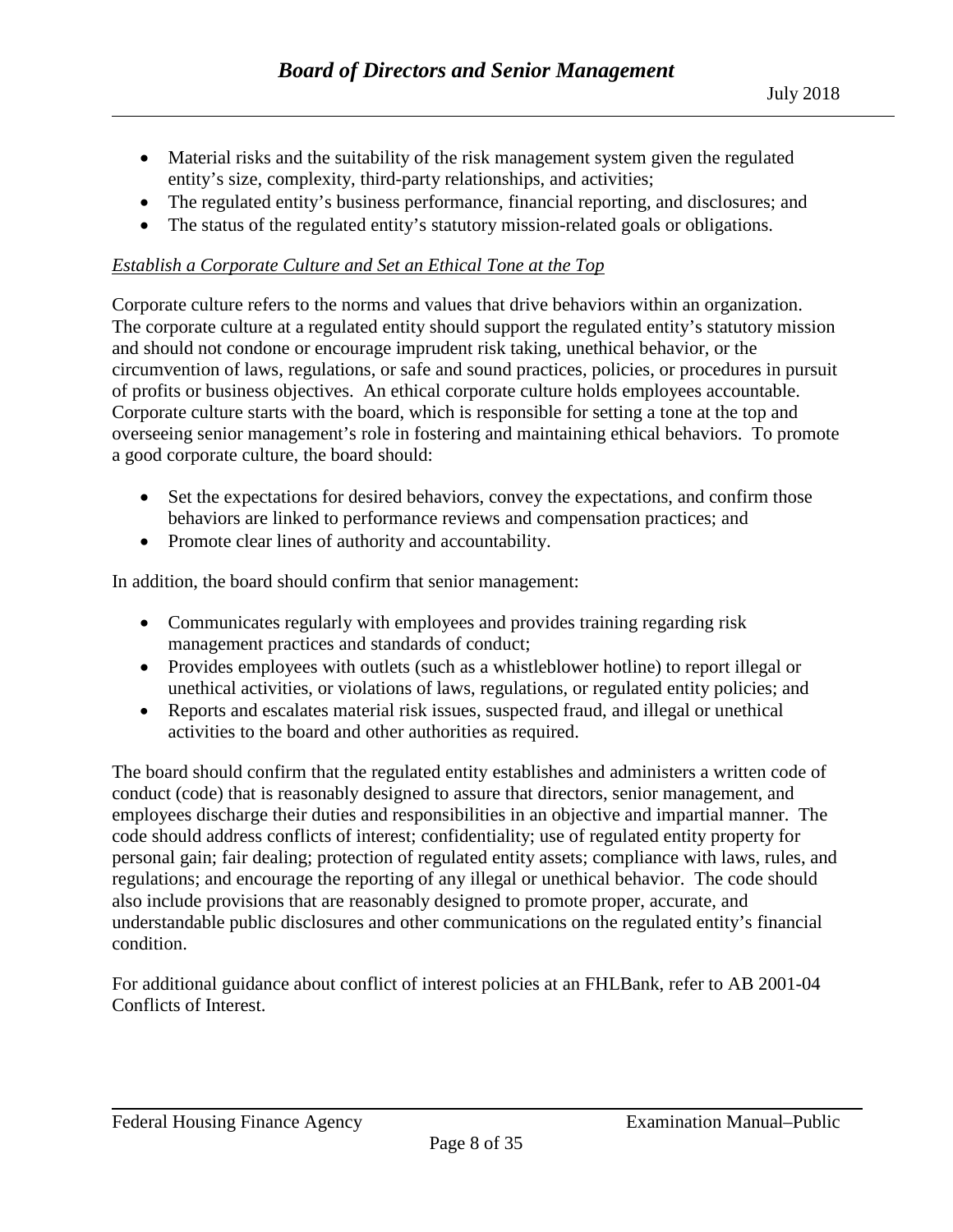- Material risks and the suitability of the risk management system given the regulated entity's size, complexity, third-party relationships, and activities;
- The regulated entity's business performance, financial reporting, and disclosures; and
- The status of the regulated entity's statutory mission-related goals or obligations.

*Establish a Corporate Culture and Set an Ethical Tone at the Top*

Corporate culture refers to the norms and values that drive behaviors within an organization. The corporate culture at a regulated entity should support the regulated entity's statutory mission and should not condone or encourage imprudent risk taking, unethical behavior, or the circumvention of laws, regulations, or safe and sound practices, policies, or procedures in pursuit of profits or business objectives. An ethical corporate culture holds employees accountable. Corporate culture starts with the board, which is responsible for setting a tone at the top and overseeing senior management's role in fostering and maintaining ethical behaviors. To promote a good corporate culture, the board should:

- Set the expectations for desired behaviors, convey the expectations, and confirm those behaviors are linked to performance reviews and compensation practices; and
- Promote clear lines of authority and accountability.

In addition, the board should confirm that senior management:

- Communicates regularly with employees and provides training regarding risk management practices and standards of conduct;
- Provides employees with outlets (such as a whistleblower hotline) to report illegal or unethical activities, or violations of laws, regulations, or regulated entity policies; and
- Reports and escalates material risk issues, suspected fraud, and illegal or unethical activities to the board and other authorities as required.

The board should confirm that the regulated entity establishes and administers a written code of conduct (code) that is reasonably designed to assure that directors, senior management, and employees discharge their duties and responsibilities in an objective and impartial manner. The code should address conflicts of interest; confidentiality; use of regulated entity property for personal gain; fair dealing; protection of regulated entity assets; compliance with laws, rules, and regulations; and encourage the reporting of any illegal or unethical behavior. The code should also include provisions that are reasonably designed to promote proper, accurate, and understandable public disclosures and other communications on the regulated entity's financial condition.

For additional guidance about conflict of interest policies at an FHLBank, refer to AB 2001-04 Conflicts of Interest.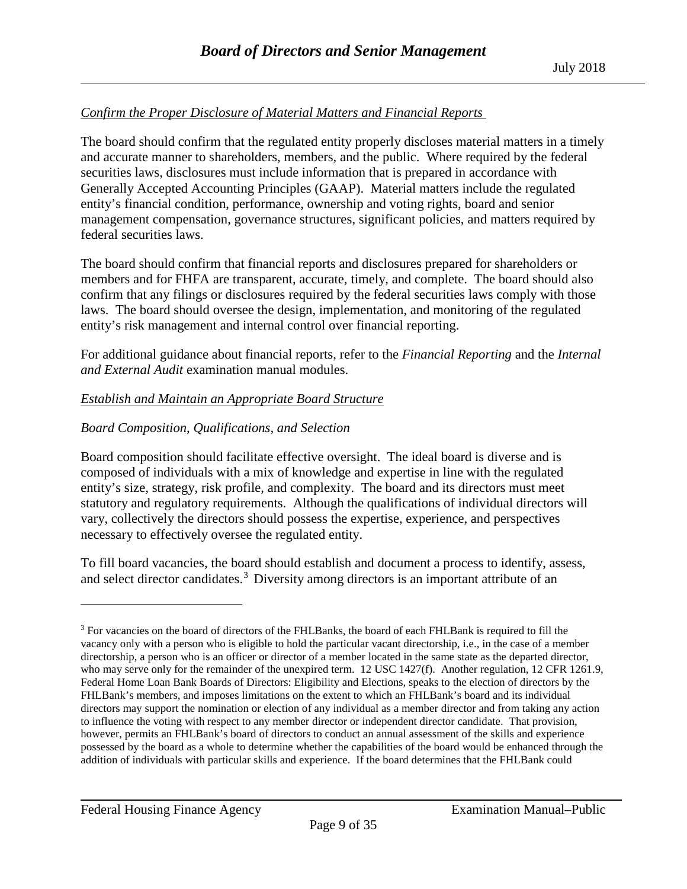*Confirm the Proper Disclosure of Material Matters and Financial Reports*

The board should confirm that the regulated entity properly discloses material matters in a timely and accurate manner to shareholders, members, and the public. Where required by the federal securities laws, disclosures must include information that is prepared in accordance with Generally Accepted Accounting Principles (GAAP). Material matters include the regulated entity's financial condition, performance, ownership and voting rights, board and senior management compensation, governance structures, significant policies, and matters required by federal securities laws.

The board should confirm that financial reports and disclosures prepared for shareholders or members and for FHFA are transparent, accurate, timely, and complete. The board should also confirm that any filings or disclosures required by the federal securities laws comply with those laws. The board should oversee the design, implementation, and monitoring of the regulated entity's risk management and internal control over financial reporting.

For additional guidance about financial reports, refer to the *Financial Reporting* and the *Internal and External Audit* examination manual modules.

*Establish and Maintain an Appropriate Board Structure*

*Board Composition, Qualifications, and Selection*

Board composition should facilitate effective oversight. The ideal board is diverse and is composed of individuals with a mix of knowledge and expertise in line with the regulated entity's size, strategy, risk profile, and complexity. The board and its directors must meet statutory and regulatory requirements. Although the qualifications of individual directors will vary, collectively the directors should possess the expertise, experience, and perspectives necessary to effectively oversee the regulated entity.

To fill board vacancies, the board should establish and document a process to identify, assess, and select director candidates.[3] Diversity among directors is an important attribute of an

---

[3] For vacancies on the board of directors of the FHLBanks, the board of each FHLBank is required to fill the vacancy only with a person who is eligible to hold the particular vacant directorship, i.e., in the case of a member directorship, a person who is an officer or director of a member located in the same state as the departed director, who may serve only for the remainder of the unexpired term. 12 USC 1427(f). Another regulation, 12 CFR 1261.9, Federal Home Loan Bank Boards of Directors: Eligibility and Elections, speaks to the election of directors by the FHLBank's members, and imposes limitations on the extent to which an FHLBank's board and its individual directors may support the nomination or election of any individual as a member director and from taking any action to influence the voting with respect to any member director or independent director candidate. That provision, however, permits an FHLBank's board of directors to conduct an annual assessment of the skills and experience possessed by the board as a whole to determine whether the capabilities of the board would be enhanced through the addition of individuals with particular skills and experience. If the board determines that the FHLBank could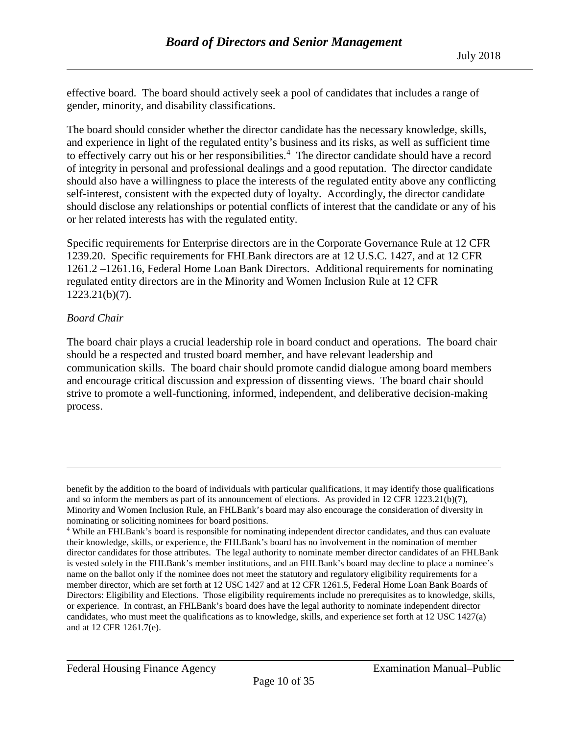effective board. The board should actively seek a pool of candidates that includes a range of gender, minority, and disability classifications.

The board should consider whether the director candidate has the necessary knowledge, skills, and experience in light of the regulated entity's business and its risks, as well as sufficient time to effectively carry out his or her responsibilities.[4] The director candidate should have a record of integrity in personal and professional dealings and a good reputation. The director candidate should also have a willingness to place the interests of the regulated entity above any conflicting self-interest, consistent with the expected duty of loyalty. Accordingly, the director candidate should disclose any relationships or potential conflicts of interest that the candidate or any of his or her related interests has with the regulated entity.

Specific requirements for Enterprise directors are in the Corporate Governance Rule at 12 CFR 1239.20. Specific requirements for FHLBank directors are at 12 U.S.C. 1427, and at 12 CFR 1261.2 –1261.16, Federal Home Loan Bank Directors. Additional requirements for nominating regulated entity directors are in the Minority and Women Inclusion Rule at 12 CFR 1223.21(b)(7).

*Board Chair*

The board chair plays a crucial leadership role in board conduct and operations. The board chair should be a respected and trusted board member, and have relevant leadership and communication skills. The board chair should promote candid dialogue among board members and encourage critical discussion and expression of dissenting views. The board chair should strive to promote a well-functioning, informed, independent, and deliberative decision-making process.

---

benefit by the addition to the board of individuals with particular qualifications, it may identify those qualifications and so inform the members as part of its announcement of elections. As provided in 12 CFR 1223.21(b)(7), Minority and Women Inclusion Rule, an FHLBank's board may also encourage the consideration of diversity in nominating or soliciting nominees for board positions.

[4] While an FHLBank's board is responsible for nominating independent director candidates, and thus can evaluate their knowledge, skills, or experience, the FHLBank's board has no involvement in the nomination of member director candidates for those attributes. The legal authority to nominate member director candidates of an FHLBank is vested solely in the FHLBank's member institutions, and an FHLBank's board may decline to place a nominee's name on the ballot only if the nominee does not meet the statutory and regulatory eligibility requirements for a member director, which are set forth at 12 USC 1427 and at 12 CFR 1261.5, Federal Home Loan Bank Boards of Directors: Eligibility and Elections. Those eligibility requirements include no prerequisites as to knowledge, skills, or experience. In contrast, an FHLBank's board does have the legal authority to nominate independent director candidates, who must meet the qualifications as to knowledge, skills, and experience set forth at 12 USC 1427(a) and at 12 CFR 1261.7(e).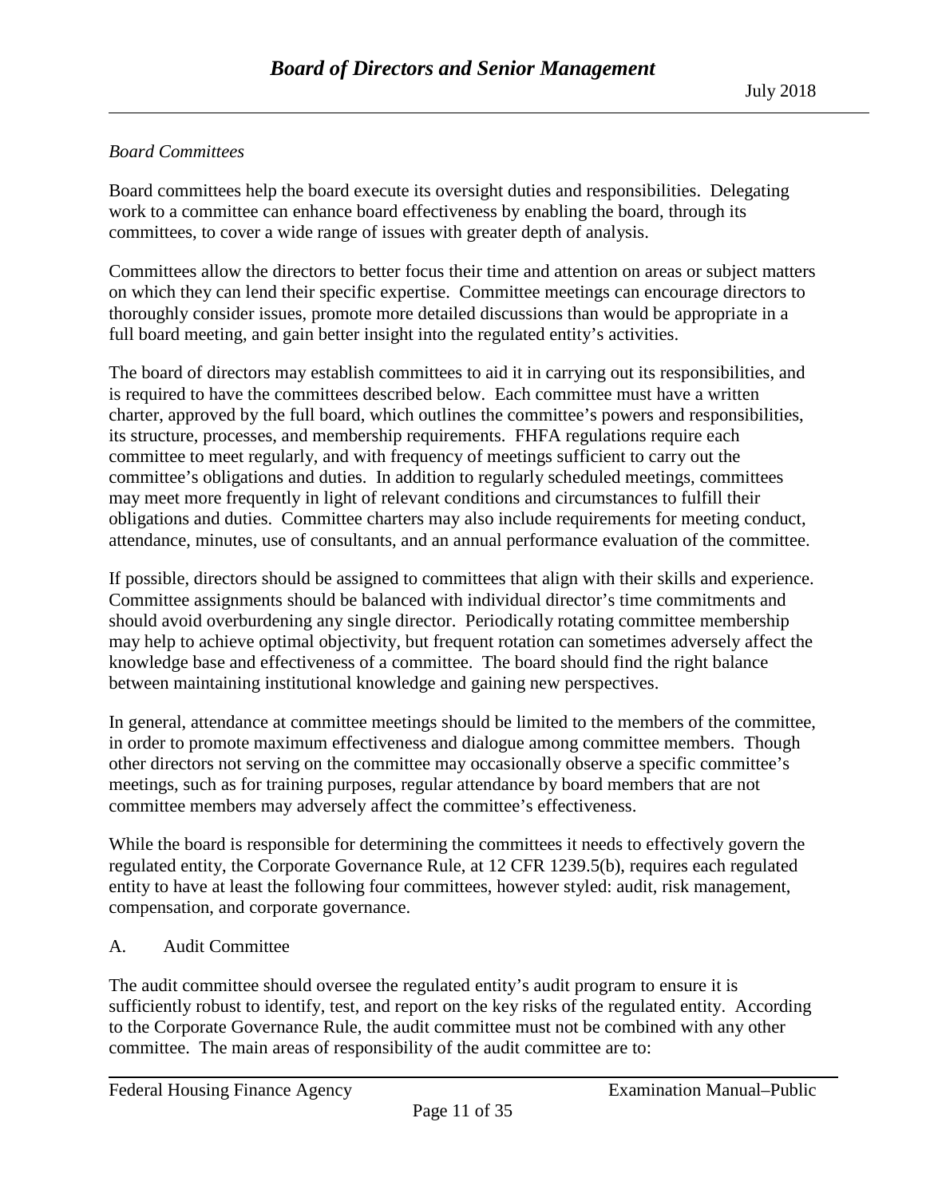*Board Committees*

Board committees help the board execute its oversight duties and responsibilities. Delegating work to a committee can enhance board effectiveness by enabling the board, through its committees, to cover a wide range of issues with greater depth of analysis.

Committees allow the directors to better focus their time and attention on areas or subject matters on which they can lend their specific expertise. Committee meetings can encourage directors to thoroughly consider issues, promote more detailed discussions than would be appropriate in a full board meeting, and gain better insight into the regulated entity's activities.

The board of directors may establish committees to aid it in carrying out its responsibilities, and is required to have the committees described below. Each committee must have a written charter, approved by the full board, which outlines the committee's powers and responsibilities, its structure, processes, and membership requirements. FHFA regulations require each committee to meet regularly, and with frequency of meetings sufficient to carry out the committee's obligations and duties. In addition to regularly scheduled meetings, committees may meet more frequently in light of relevant conditions and circumstances to fulfill their obligations and duties. Committee charters may also include requirements for meeting conduct, attendance, minutes, use of consultants, and an annual performance evaluation of the committee.

If possible, directors should be assigned to committees that align with their skills and experience. Committee assignments should be balanced with individual director's time commitments and should avoid overburdening any single director. Periodically rotating committee membership may help to achieve optimal objectivity, but frequent rotation can sometimes adversely affect the knowledge base and effectiveness of a committee. The board should find the right balance between maintaining institutional knowledge and gaining new perspectives.

In general, attendance at committee meetings should be limited to the members of the committee, in order to promote maximum effectiveness and dialogue among committee members. Though other directors not serving on the committee may occasionally observe a specific committee's meetings, such as for training purposes, regular attendance by board members that are not committee members may adversely affect the committee's effectiveness.

While the board is responsible for determining the committees it needs to effectively govern the regulated entity, the Corporate Governance Rule, at 12 CFR 1239.5(b), requires each regulated entity to have at least the following four committees, however styled: audit, risk management, compensation, and corporate governance.

A. Audit Committee

The audit committee should oversee the regulated entity's audit program to ensure it is sufficiently robust to identify, test, and report on the key risks of the regulated entity. According to the Corporate Governance Rule, the audit committee must not be combined with any other committee. The main areas of responsibility of the audit committee are to: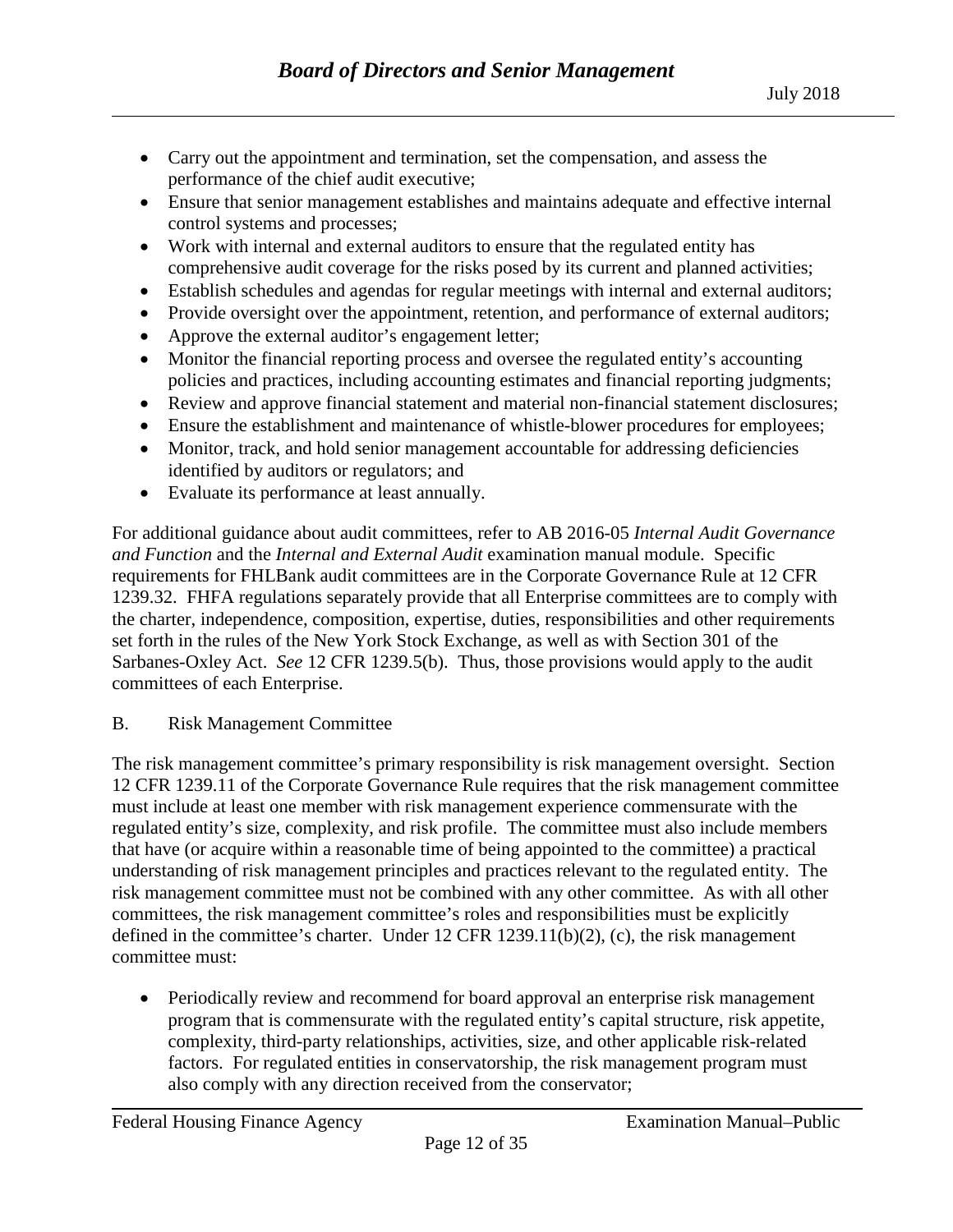- Carry out the appointment and termination, set the compensation, and assess the performance of the chief audit executive;
- Ensure that senior management establishes and maintains adequate and effective internal control systems and processes;
- Work with internal and external auditors to ensure that the regulated entity has comprehensive audit coverage for the risks posed by its current and planned activities;
- Establish schedules and agendas for regular meetings with internal and external auditors;
- Provide oversight over the appointment, retention, and performance of external auditors;
- Approve the external auditor's engagement letter;
- Monitor the financial reporting process and oversee the regulated entity's accounting policies and practices, including accounting estimates and financial reporting judgments;
- Review and approve financial statement and material non-financial statement disclosures;
- Ensure the establishment and maintenance of whistle-blower procedures for employees;
- Monitor, track, and hold senior management accountable for addressing deficiencies identified by auditors or regulators; and
- Evaluate its performance at least annually.

For additional guidance about audit committees, refer to AB 2016-05 *Internal Audit Governance and Function* and the *Internal and External Audit* examination manual module. Specific requirements for FHLBank audit committees are in the Corporate Governance Rule at 12 CFR 1239.32. FHFA regulations separately provide that all Enterprise committees are to comply with the charter, independence, composition, expertise, duties, responsibilities and other requirements set forth in the rules of the New York Stock Exchange, as well as with Section 301 of the Sarbanes-Oxley Act. *See* 12 CFR 1239.5(b). Thus, those provisions would apply to the audit committees of each Enterprise.

B. Risk Management Committee

The risk management committee's primary responsibility is risk management oversight. Section 12 CFR 1239.11 of the Corporate Governance Rule requires that the risk management committee must include at least one member with risk management experience commensurate with the regulated entity's size, complexity, and risk profile. The committee must also include members that have (or acquire within a reasonable time of being appointed to the committee) a practical understanding of risk management principles and practices relevant to the regulated entity. The risk management committee must not be combined with any other committee. As with all other committees, the risk management committee's roles and responsibilities must be explicitly defined in the committee's charter. Under 12 CFR 1239.11(b)(2), (c), the risk management committee must:

- Periodically review and recommend for board approval an enterprise risk management program that is commensurate with the regulated entity's capital structure, risk appetite, complexity, third-party relationships, activities, size, and other applicable risk-related factors. For regulated entities in conservatorship, the risk management program must also comply with any direction received from the conservator;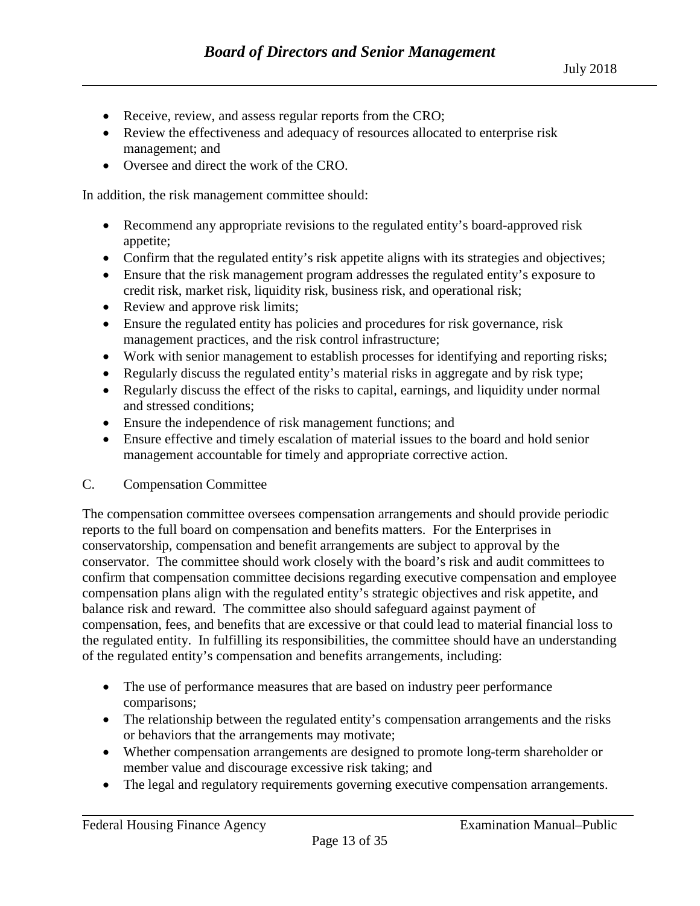- Receive, review, and assess regular reports from the CRO;
- Review the effectiveness and adequacy of resources allocated to enterprise risk management; and
- Oversee and direct the work of the CRO.

In addition, the risk management committee should:

- Recommend any appropriate revisions to the regulated entity's board-approved risk appetite;
- Confirm that the regulated entity's risk appetite aligns with its strategies and objectives;
- Ensure that the risk management program addresses the regulated entity's exposure to credit risk, market risk, liquidity risk, business risk, and operational risk;
- Review and approve risk limits;
- Ensure the regulated entity has policies and procedures for risk governance, risk management practices, and the risk control infrastructure;
- Work with senior management to establish processes for identifying and reporting risks;
- Regularly discuss the regulated entity's material risks in aggregate and by risk type;
- Regularly discuss the effect of the risks to capital, earnings, and liquidity under normal and stressed conditions;
- Ensure the independence of risk management functions; and
- Ensure effective and timely escalation of material issues to the board and hold senior management accountable for timely and appropriate corrective action.

### C. Compensation Committee

The compensation committee oversees compensation arrangements and should provide periodic reports to the full board on compensation and benefits matters. For the Enterprises in conservatorship, compensation and benefit arrangements are subject to approval by the conservator. The committee should work closely with the board's risk and audit committees to confirm that compensation committee decisions regarding executive compensation and employee compensation plans align with the regulated entity's strategic objectives and risk appetite, and balance risk and reward. The committee also should safeguard against payment of compensation, fees, and benefits that are excessive or that could lead to material financial loss to the regulated entity. In fulfilling its responsibilities, the committee should have an understanding of the regulated entity's compensation and benefits arrangements, including:

- The use of performance measures that are based on industry peer performance comparisons;
- The relationship between the regulated entity's compensation arrangements and the risks or behaviors that the arrangements may motivate;
- Whether compensation arrangements are designed to promote long-term shareholder or member value and discourage excessive risk taking; and
- The legal and regulatory requirements governing executive compensation arrangements.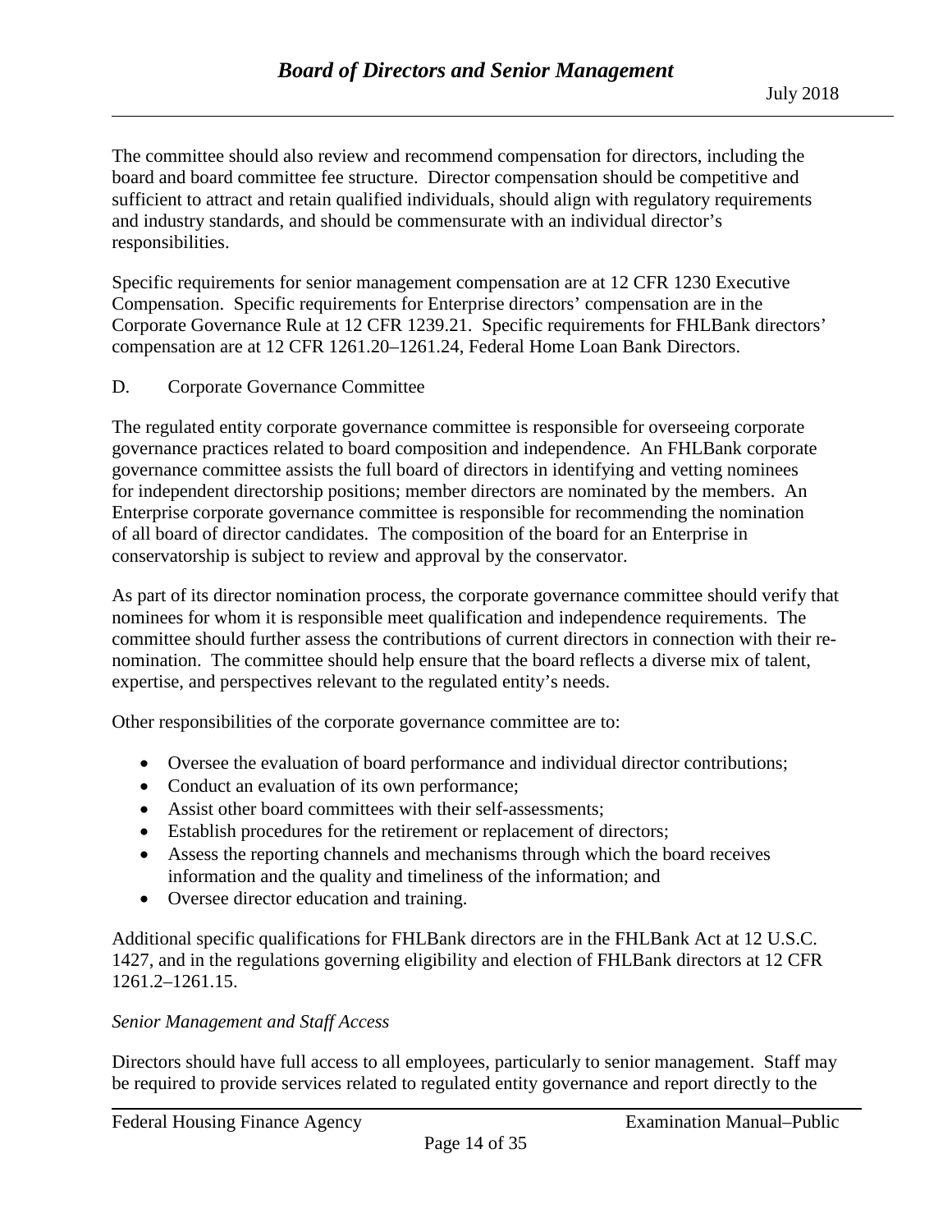The committee should also review and recommend compensation for directors, including the board and board committee fee structure. Director compensation should be competitive and sufficient to attract and retain qualified individuals, should align with regulatory requirements and industry standards, and should be commensurate with an individual director's responsibilities.

Specific requirements for senior management compensation are at 12 CFR 1230 Executive Compensation. Specific requirements for Enterprise directors' compensation are in the Corporate Governance Rule at 12 CFR 1239.21. Specific requirements for FHLBank directors' compensation are at 12 CFR 1261.20–1261.24, Federal Home Loan Bank Directors.

D. Corporate Governance Committee

The regulated entity corporate governance committee is responsible for overseeing corporate governance practices related to board composition and independence. An FHLBank corporate governance committee assists the full board of directors in identifying and vetting nominees for independent directorship positions; member directors are nominated by the members. An Enterprise corporate governance committee is responsible for recommending the nomination of all board of director candidates. The composition of the board for an Enterprise in conservatorship is subject to review and approval by the conservator.

As part of its director nomination process, the corporate governance committee should verify that nominees for whom it is responsible meet qualification and independence requirements. The committee should further assess the contributions of current directors in connection with their re-nomination. The committee should help ensure that the board reflects a diverse mix of talent, expertise, and perspectives relevant to the regulated entity's needs.

Other responsibilities of the corporate governance committee are to:

- Oversee the evaluation of board performance and individual director contributions;
- Conduct an evaluation of its own performance;
- Assist other board committees with their self-assessments;
- Establish procedures for the retirement or replacement of directors;
- Assess the reporting channels and mechanisms through which the board receives information and the quality and timeliness of the information; and
- Oversee director education and training.

Additional specific qualifications for FHLBank directors are in the FHLBank Act at 12 U.S.C. 1427, and in the regulations governing eligibility and election of FHLBank directors at 12 CFR 1261.2–1261.15.

*Senior Management and Staff Access*

Directors should have full access to all employees, particularly to senior management. Staff may be required to provide services related to regulated entity governance and report directly to the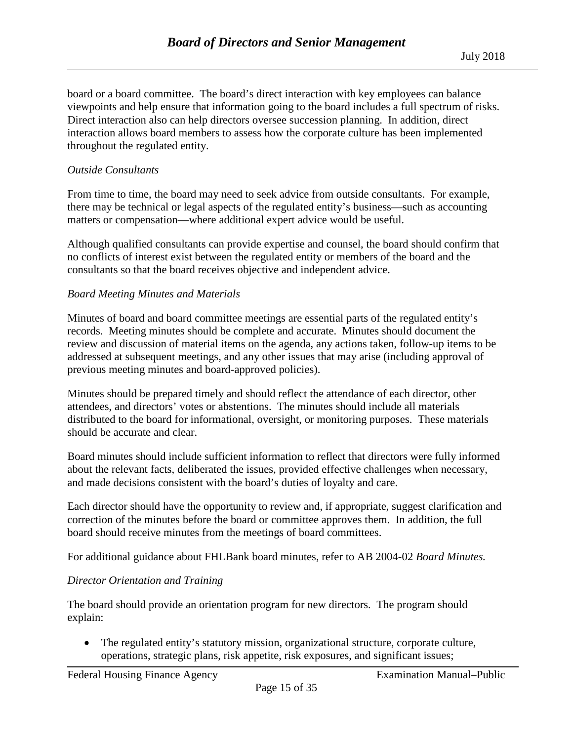board or a board committee. The board's direct interaction with key employees can balance viewpoints and help ensure that information going to the board includes a full spectrum of risks. Direct interaction also can help directors oversee succession planning. In addition, direct interaction allows board members to assess how the corporate culture has been implemented throughout the regulated entity.

*Outside Consultants*

From time to time, the board may need to seek advice from outside consultants. For example, there may be technical or legal aspects of the regulated entity's business—such as accounting matters or compensation—where additional expert advice would be useful.

Although qualified consultants can provide expertise and counsel, the board should confirm that no conflicts of interest exist between the regulated entity or members of the board and the consultants so that the board receives objective and independent advice.

*Board Meeting Minutes and Materials*

Minutes of board and board committee meetings are essential parts of the regulated entity's records. Meeting minutes should be complete and accurate. Minutes should document the review and discussion of material items on the agenda, any actions taken, follow-up items to be addressed at subsequent meetings, and any other issues that may arise (including approval of previous meeting minutes and board-approved policies).

Minutes should be prepared timely and should reflect the attendance of each director, other attendees, and directors' votes or abstentions. The minutes should include all materials distributed to the board for informational, oversight, or monitoring purposes. These materials should be accurate and clear.

Board minutes should include sufficient information to reflect that directors were fully informed about the relevant facts, deliberated the issues, provided effective challenges when necessary, and made decisions consistent with the board's duties of loyalty and care.

Each director should have the opportunity to review and, if appropriate, suggest clarification and correction of the minutes before the board or committee approves them. In addition, the full board should receive minutes from the meetings of board committees.

For additional guidance about FHLBank board minutes, refer to AB 2004-02 *Board Minutes.*

*Director Orientation and Training*

The board should provide an orientation program for new directors. The program should explain:

- The regulated entity's statutory mission, organizational structure, corporate culture, operations, strategic plans, risk appetite, risk exposures, and significant issues;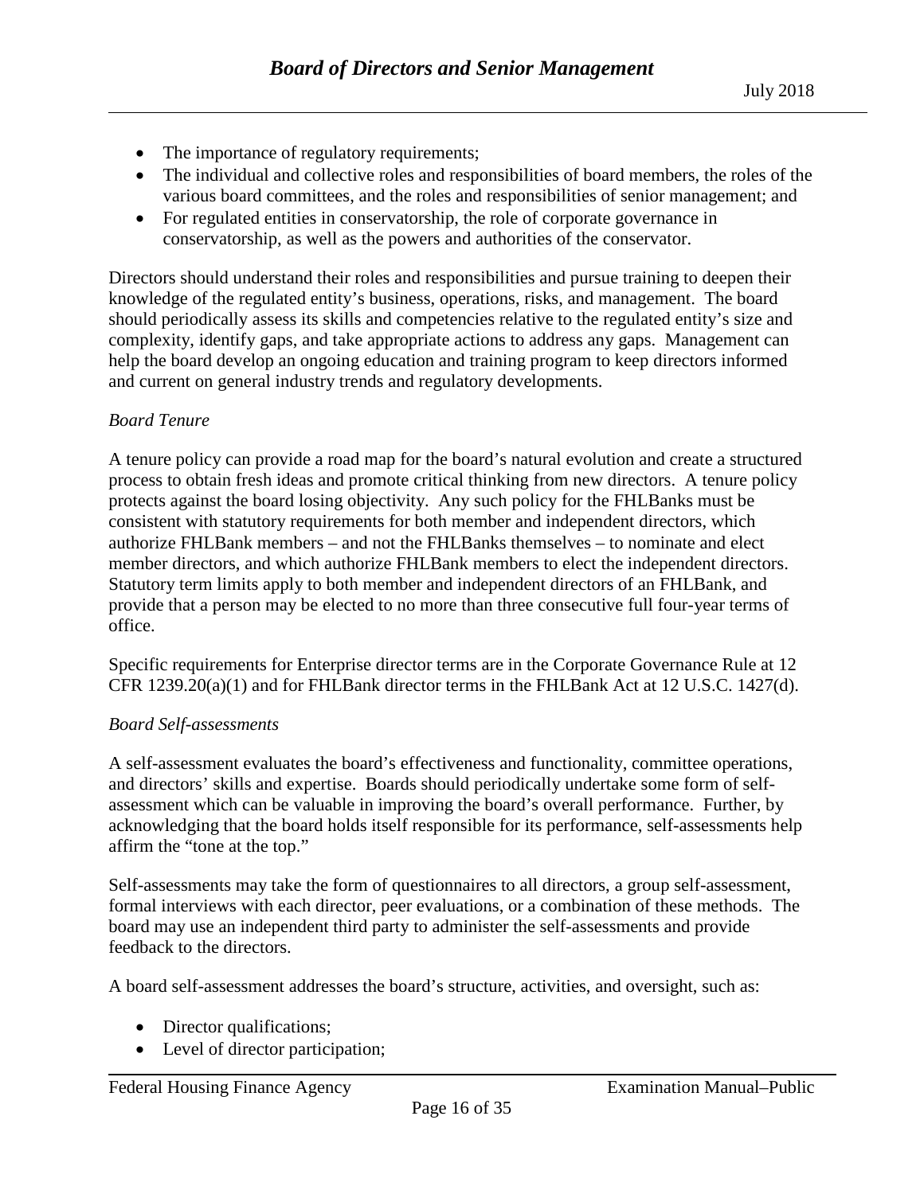- The importance of regulatory requirements;
- The individual and collective roles and responsibilities of board members, the roles of the various board committees, and the roles and responsibilities of senior management; and
- For regulated entities in conservatorship, the role of corporate governance in conservatorship, as well as the powers and authorities of the conservator.

Directors should understand their roles and responsibilities and pursue training to deepen their knowledge of the regulated entity's business, operations, risks, and management. The board should periodically assess its skills and competencies relative to the regulated entity's size and complexity, identify gaps, and take appropriate actions to address any gaps. Management can help the board develop an ongoing education and training program to keep directors informed and current on general industry trends and regulatory developments.

*Board Tenure*

A tenure policy can provide a road map for the board's natural evolution and create a structured process to obtain fresh ideas and promote critical thinking from new directors. A tenure policy protects against the board losing objectivity. Any such policy for the FHLBanks must be consistent with statutory requirements for both member and independent directors, which authorize FHLBank members – and not the FHLBanks themselves – to nominate and elect member directors, and which authorize FHLBank members to elect the independent directors. Statutory term limits apply to both member and independent directors of an FHLBank, and provide that a person may be elected to no more than three consecutive full four-year terms of office.

Specific requirements for Enterprise director terms are in the Corporate Governance Rule at 12 CFR 1239.20(a)(1) and for FHLBank director terms in the FHLBank Act at 12 U.S.C. 1427(d).

*Board Self-assessments*

A self-assessment evaluates the board's effectiveness and functionality, committee operations, and directors' skills and expertise. Boards should periodically undertake some form of self-assessment which can be valuable in improving the board's overall performance. Further, by acknowledging that the board holds itself responsible for its performance, self-assessments help affirm the "tone at the top."

Self-assessments may take the form of questionnaires to all directors, a group self-assessment, formal interviews with each director, peer evaluations, or a combination of these methods. The board may use an independent third party to administer the self-assessments and provide feedback to the directors.

A board self-assessment addresses the board's structure, activities, and oversight, such as:

- Director qualifications;
- Level of director participation;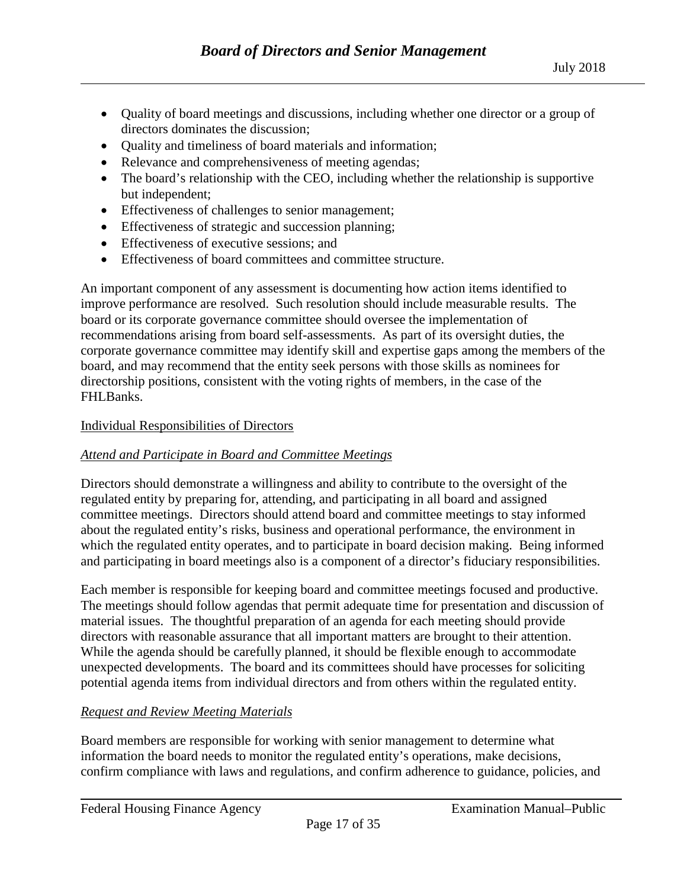- Quality of board meetings and discussions, including whether one director or a group of directors dominates the discussion;
- Quality and timeliness of board materials and information;
- Relevance and comprehensiveness of meeting agendas;
- The board's relationship with the CEO, including whether the relationship is supportive but independent;
- Effectiveness of challenges to senior management;
- Effectiveness of strategic and succession planning;
- Effectiveness of executive sessions; and
- Effectiveness of board committees and committee structure.

An important component of any assessment is documenting how action items identified to improve performance are resolved. Such resolution should include measurable results. The board or its corporate governance committee should oversee the implementation of recommendations arising from board self-assessments. As part of its oversight duties, the corporate governance committee may identify skill and expertise gaps among the members of the board, and may recommend that the entity seek persons with those skills as nominees for directorship positions, consistent with the voting rights of members, in the case of the FHLBanks.

<u>Individual Responsibilities of Directors</u>

<u>*Attend and Participate in Board and Committee Meetings*</u>

Directors should demonstrate a willingness and ability to contribute to the oversight of the regulated entity by preparing for, attending, and participating in all board and assigned committee meetings. Directors should attend board and committee meetings to stay informed about the regulated entity's risks, business and operational performance, the environment in which the regulated entity operates, and to participate in board decision making. Being informed and participating in board meetings also is a component of a director's fiduciary responsibilities.

Each member is responsible for keeping board and committee meetings focused and productive. The meetings should follow agendas that permit adequate time for presentation and discussion of material issues. The thoughtful preparation of an agenda for each meeting should provide directors with reasonable assurance that all important matters are brought to their attention. While the agenda should be carefully planned, it should be flexible enough to accommodate unexpected developments. The board and its committees should have processes for soliciting potential agenda items from individual directors and from others within the regulated entity.

<u>*Request and Review Meeting Materials*</u>

Board members are responsible for working with senior management to determine what information the board needs to monitor the regulated entity's operations, make decisions, confirm compliance with laws and regulations, and confirm adherence to guidance, policies, and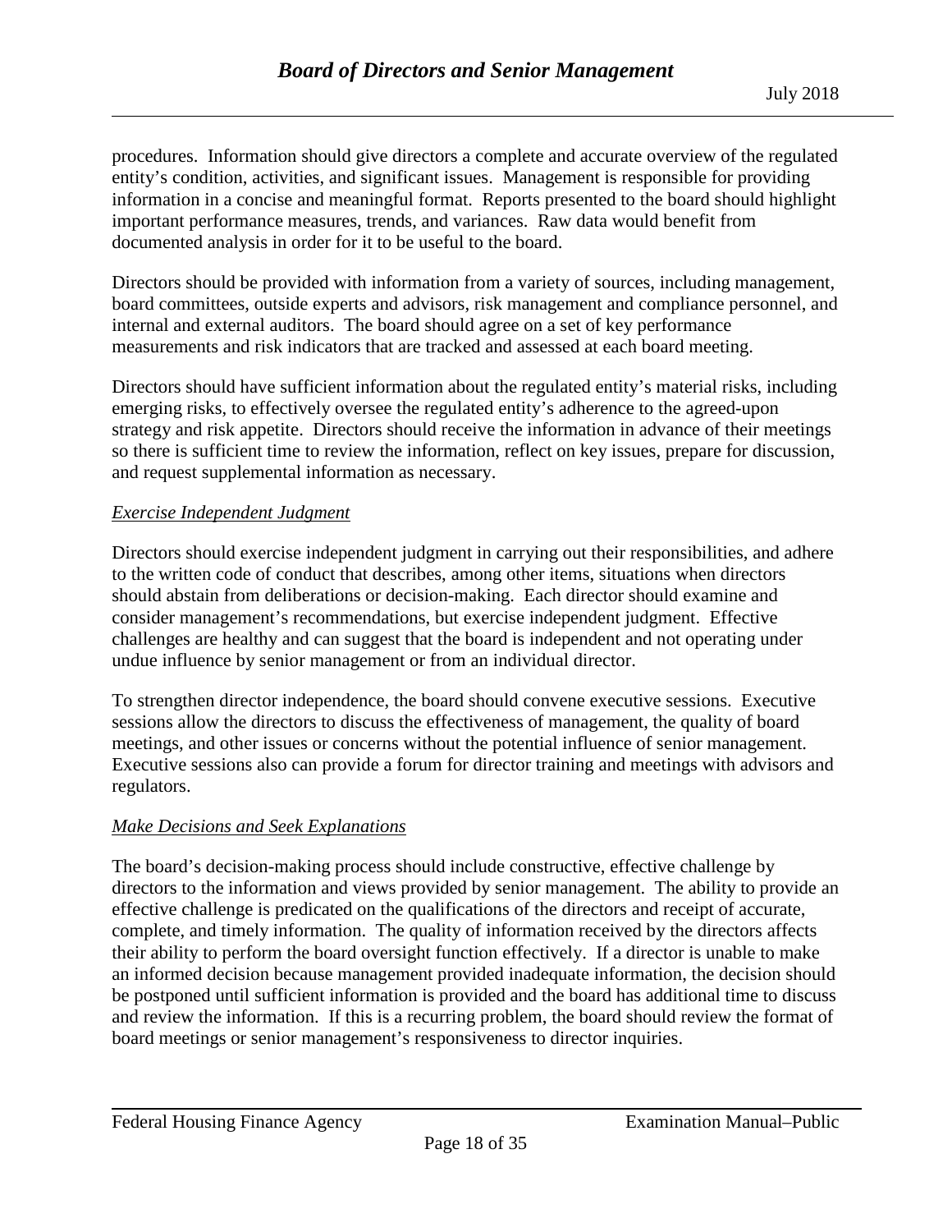procedures. Information should give directors a complete and accurate overview of the regulated entity's condition, activities, and significant issues. Management is responsible for providing information in a concise and meaningful format. Reports presented to the board should highlight important performance measures, trends, and variances. Raw data would benefit from documented analysis in order for it to be useful to the board.

Directors should be provided with information from a variety of sources, including management, board committees, outside experts and advisors, risk management and compliance personnel, and internal and external auditors. The board should agree on a set of key performance measurements and risk indicators that are tracked and assessed at each board meeting.

Directors should have sufficient information about the regulated entity's material risks, including emerging risks, to effectively oversee the regulated entity's adherence to the agreed-upon strategy and risk appetite. Directors should receive the information in advance of their meetings so there is sufficient time to review the information, reflect on key issues, prepare for discussion, and request supplemental information as necessary.

*Exercise Independent Judgment*

Directors should exercise independent judgment in carrying out their responsibilities, and adhere to the written code of conduct that describes, among other items, situations when directors should abstain from deliberations or decision-making. Each director should examine and consider management's recommendations, but exercise independent judgment. Effective challenges are healthy and can suggest that the board is independent and not operating under undue influence by senior management or from an individual director.

To strengthen director independence, the board should convene executive sessions. Executive sessions allow the directors to discuss the effectiveness of management, the quality of board meetings, and other issues or concerns without the potential influence of senior management. Executive sessions also can provide a forum for director training and meetings with advisors and regulators.

*Make Decisions and Seek Explanations*

The board's decision-making process should include constructive, effective challenge by directors to the information and views provided by senior management. The ability to provide an effective challenge is predicated on the qualifications of the directors and receipt of accurate, complete, and timely information. The quality of information received by the directors affects their ability to perform the board oversight function effectively. If a director is unable to make an informed decision because management provided inadequate information, the decision should be postponed until sufficient information is provided and the board has additional time to discuss and review the information. If this is a recurring problem, the board should review the format of board meetings or senior management's responsiveness to director inquiries.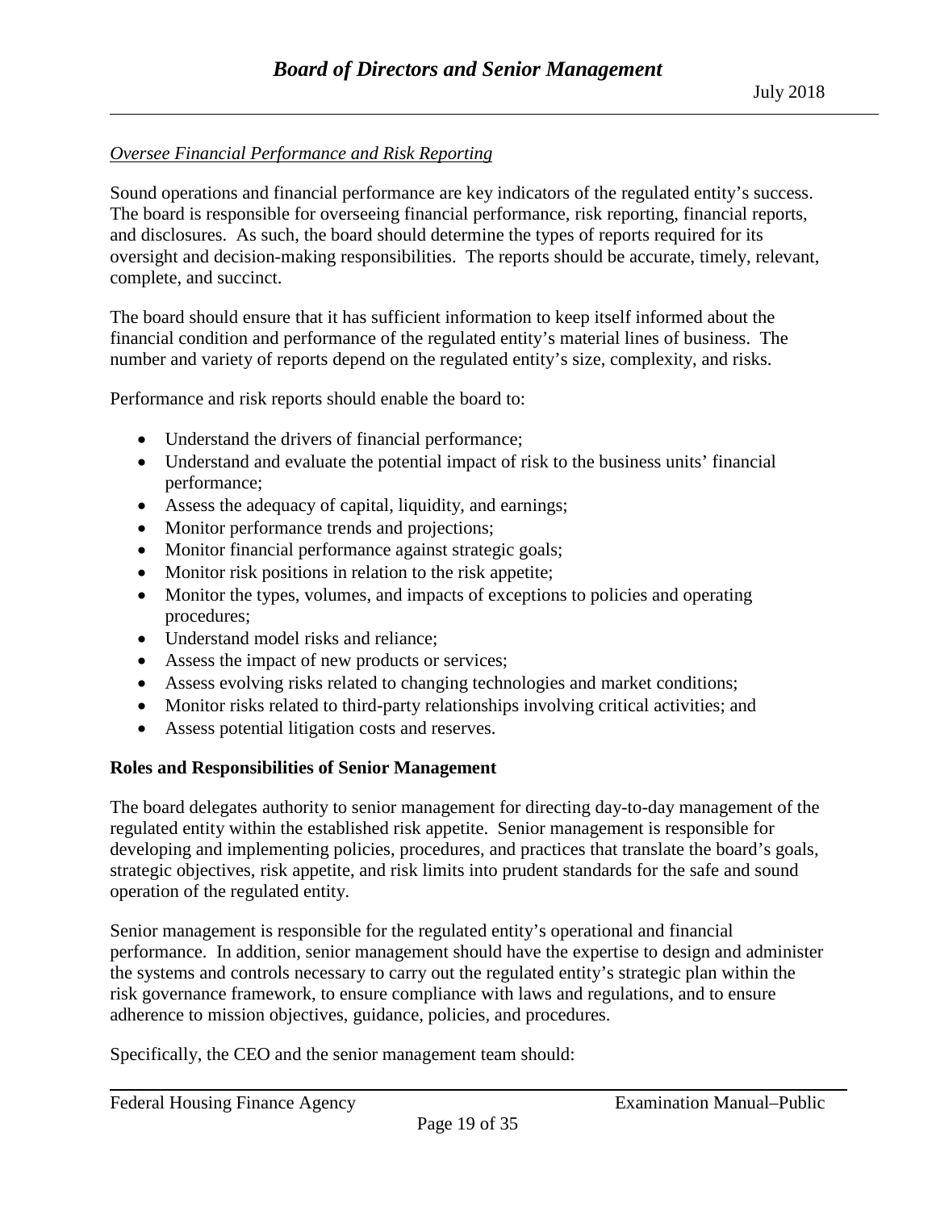*Oversee Financial Performance and Risk Reporting*

Sound operations and financial performance are key indicators of the regulated entity's success. The board is responsible for overseeing financial performance, risk reporting, financial reports, and disclosures. As such, the board should determine the types of reports required for its oversight and decision-making responsibilities. The reports should be accurate, timely, relevant, complete, and succinct.

The board should ensure that it has sufficient information to keep itself informed about the financial condition and performance of the regulated entity's material lines of business. The number and variety of reports depend on the regulated entity's size, complexity, and risks.

Performance and risk reports should enable the board to:

- Understand the drivers of financial performance;
- Understand and evaluate the potential impact of risk to the business units' financial performance;
- Assess the adequacy of capital, liquidity, and earnings;
- Monitor performance trends and projections;
- Monitor financial performance against strategic goals;
- Monitor risk positions in relation to the risk appetite;
- Monitor the types, volumes, and impacts of exceptions to policies and operating procedures;
- Understand model risks and reliance;
- Assess the impact of new products or services;
- Assess evolving risks related to changing technologies and market conditions;
- Monitor risks related to third-party relationships involving critical activities; and
- Assess potential litigation costs and reserves.

**Roles and Responsibilities of Senior Management**

The board delegates authority to senior management for directing day-to-day management of the regulated entity within the established risk appetite. Senior management is responsible for developing and implementing policies, procedures, and practices that translate the board's goals, strategic objectives, risk appetite, and risk limits into prudent standards for the safe and sound operation of the regulated entity.

Senior management is responsible for the regulated entity's operational and financial performance. In addition, senior management should have the expertise to design and administer the systems and controls necessary to carry out the regulated entity's strategic plan within the risk governance framework, to ensure compliance with laws and regulations, and to ensure adherence to mission objectives, guidance, policies, and procedures.

Specifically, the CEO and the senior management team should: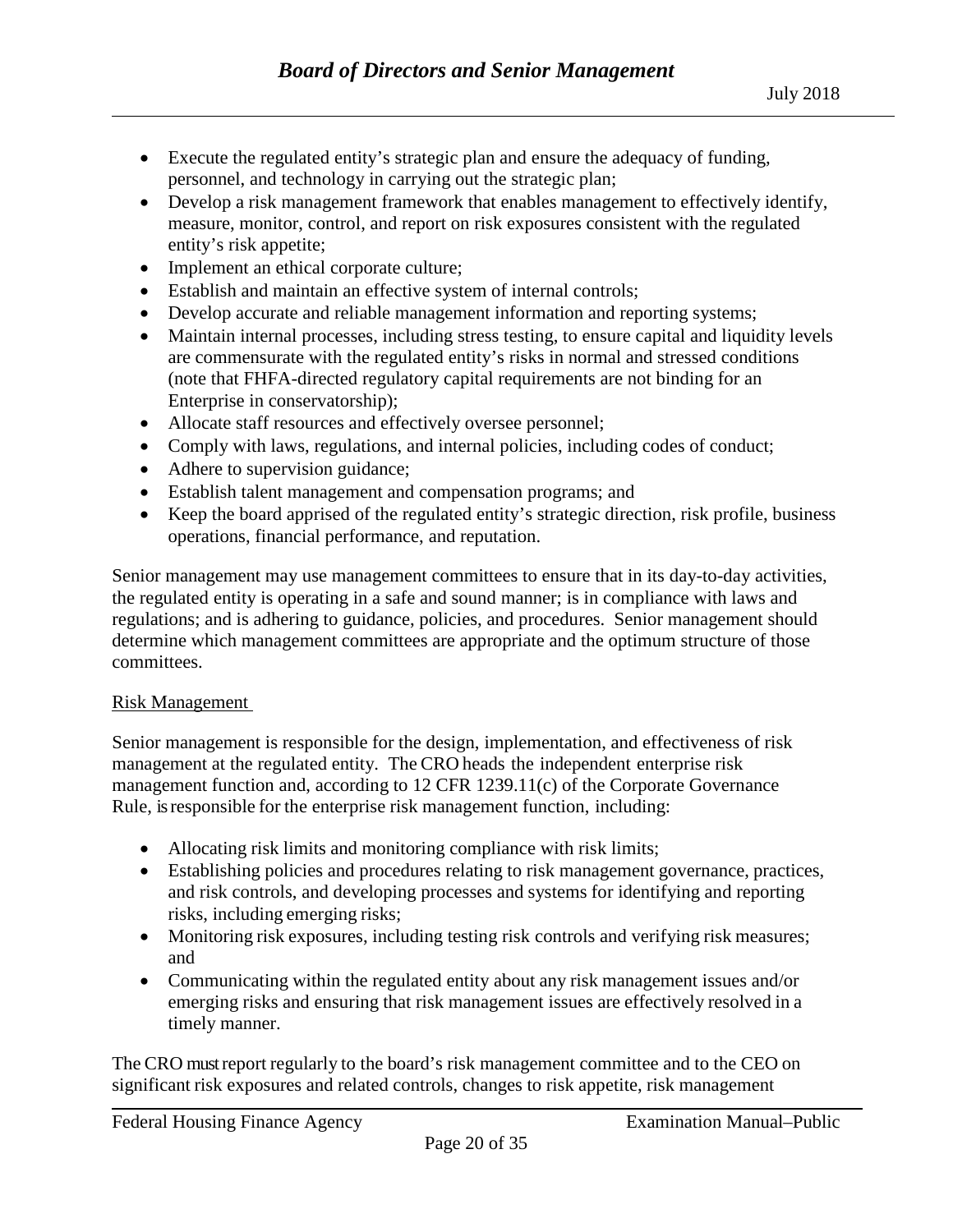- Execute the regulated entity's strategic plan and ensure the adequacy of funding, personnel, and technology in carrying out the strategic plan;
- Develop a risk management framework that enables management to effectively identify, measure, monitor, control, and report on risk exposures consistent with the regulated entity's risk appetite;
- Implement an ethical corporate culture;
- Establish and maintain an effective system of internal controls;
- Develop accurate and reliable management information and reporting systems;
- Maintain internal processes, including stress testing, to ensure capital and liquidity levels are commensurate with the regulated entity's risks in normal and stressed conditions (note that FHFA-directed regulatory capital requirements are not binding for an Enterprise in conservatorship);
- Allocate staff resources and effectively oversee personnel;
- Comply with laws, regulations, and internal policies, including codes of conduct;
- Adhere to supervision guidance;
- Establish talent management and compensation programs; and
- Keep the board apprised of the regulated entity's strategic direction, risk profile, business operations, financial performance, and reputation.

Senior management may use management committees to ensure that in its day-to-day activities, the regulated entity is operating in a safe and sound manner; is in compliance with laws and regulations; and is adhering to guidance, policies, and procedures. Senior management should determine which management committees are appropriate and the optimum structure of those committees.

Risk Management

Senior management is responsible for the design, implementation, and effectiveness of risk management at the regulated entity. The CRO heads the independent enterprise risk management function and, according to 12 CFR 1239.11(c) of the Corporate Governance Rule, is responsible for the enterprise risk management function, including:

- Allocating risk limits and monitoring compliance with risk limits;
- Establishing policies and procedures relating to risk management governance, practices, and risk controls, and developing processes and systems for identifying and reporting risks, including emerging risks;
- Monitoring risk exposures, including testing risk controls and verifying risk measures; and
- Communicating within the regulated entity about any risk management issues and/or emerging risks and ensuring that risk management issues are effectively resolved in a timely manner.

The CRO must report regularly to the board's risk management committee and to the CEO on significant risk exposures and related controls, changes to risk appetite, risk management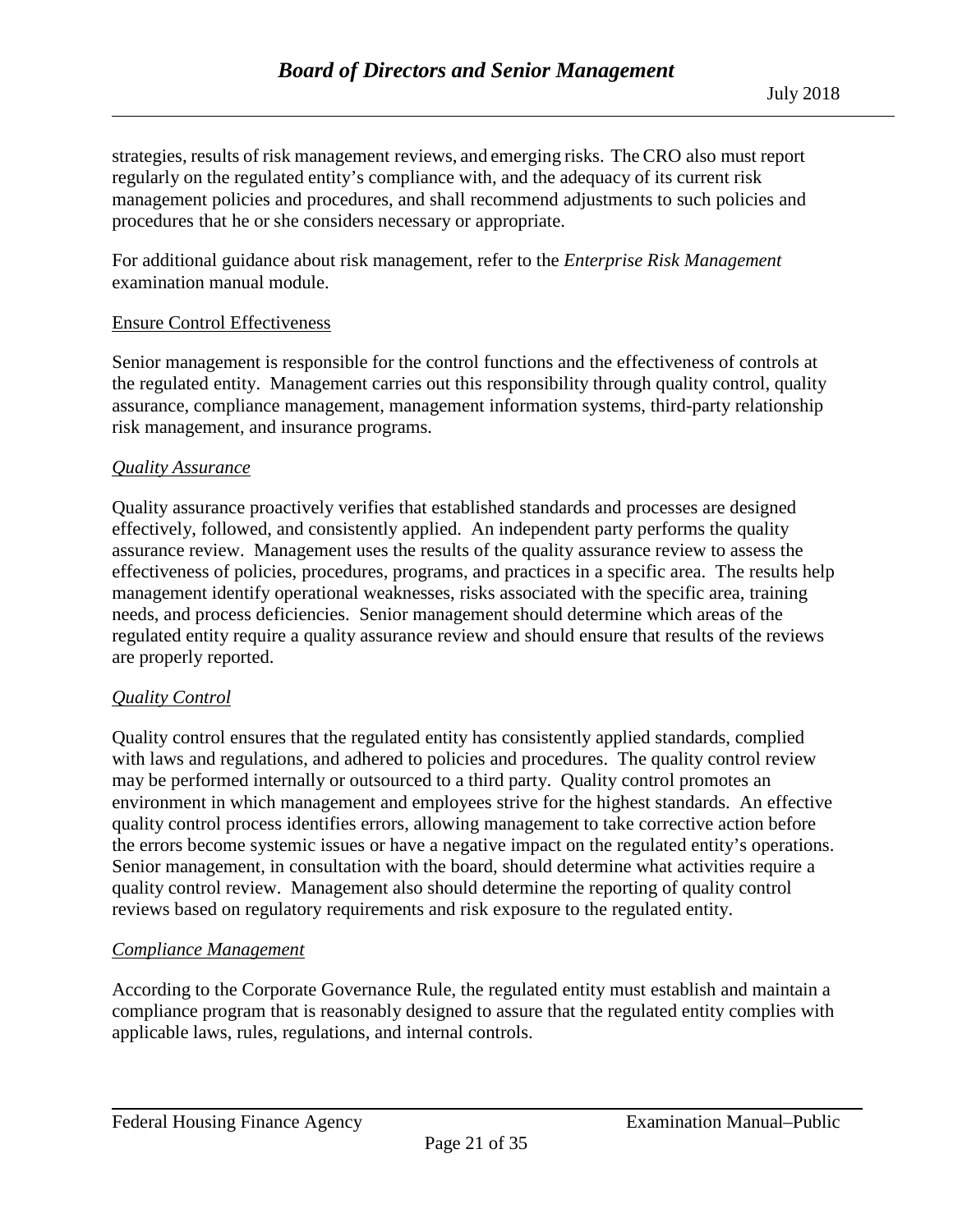strategies, results of risk management reviews, and emerging risks. The CRO also must report regularly on the regulated entity's compliance with, and the adequacy of its current risk management policies and procedures, and shall recommend adjustments to such policies and procedures that he or she considers necessary or appropriate.

For additional guidance about risk management, refer to the *Enterprise Risk Management* examination manual module.

<u>Ensure Control Effectiveness</u>

Senior management is responsible for the control functions and the effectiveness of controls at the regulated entity. Management carries out this responsibility through quality control, quality assurance, compliance management, management information systems, third-party relationship risk management, and insurance programs.

*<u>Quality Assurance</u>*

Quality assurance proactively verifies that established standards and processes are designed effectively, followed, and consistently applied. An independent party performs the quality assurance review. Management uses the results of the quality assurance review to assess the effectiveness of policies, procedures, programs, and practices in a specific area. The results help management identify operational weaknesses, risks associated with the specific area, training needs, and process deficiencies. Senior management should determine which areas of the regulated entity require a quality assurance review and should ensure that results of the reviews are properly reported.

*<u>Quality Control</u>*

Quality control ensures that the regulated entity has consistently applied standards, complied with laws and regulations, and adhered to policies and procedures. The quality control review may be performed internally or outsourced to a third party. Quality control promotes an environment in which management and employees strive for the highest standards. An effective quality control process identifies errors, allowing management to take corrective action before the errors become systemic issues or have a negative impact on the regulated entity's operations. Senior management, in consultation with the board, should determine what activities require a quality control review. Management also should determine the reporting of quality control reviews based on regulatory requirements and risk exposure to the regulated entity.

*<u>Compliance Management</u>*

According to the Corporate Governance Rule, the regulated entity must establish and maintain a compliance program that is reasonably designed to assure that the regulated entity complies with applicable laws, rules, regulations, and internal controls.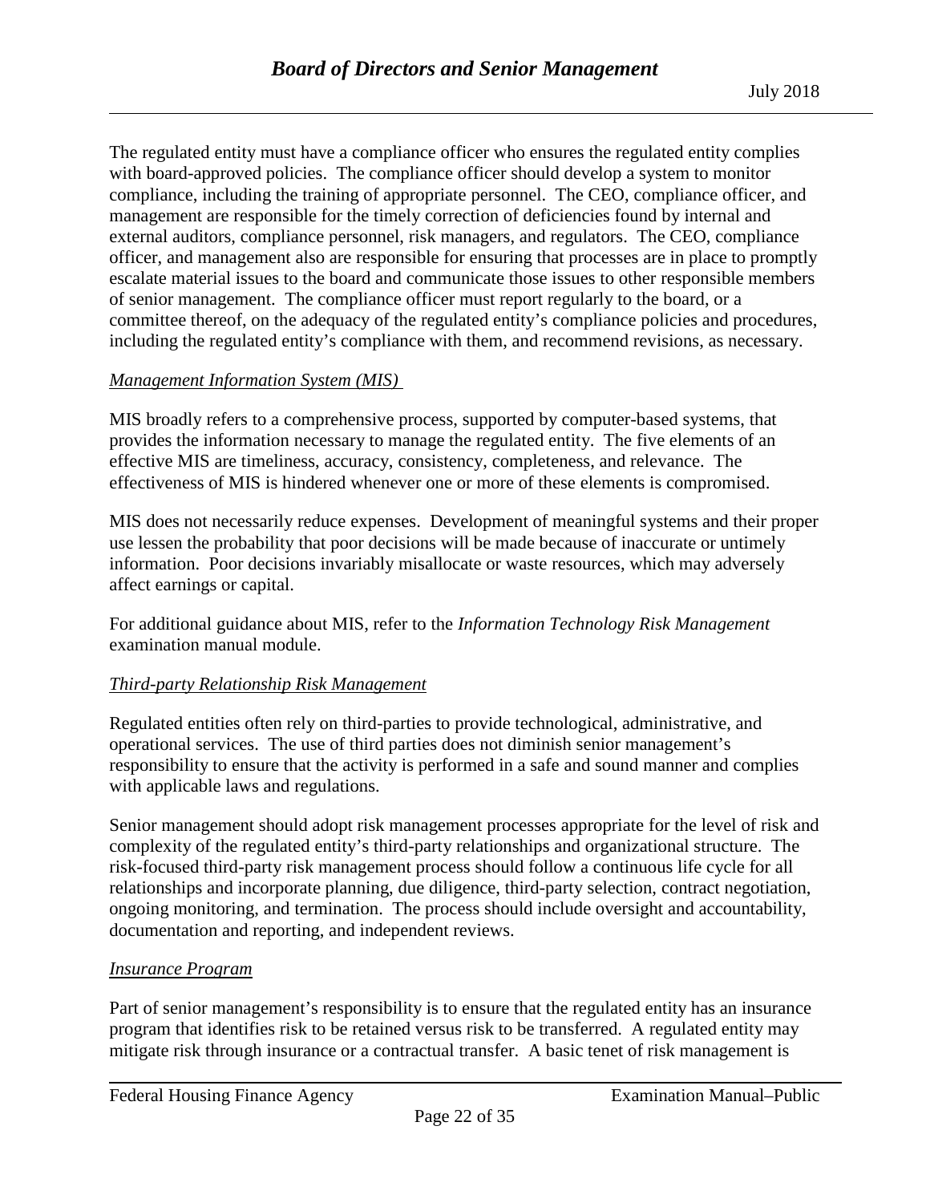The regulated entity must have a compliance officer who ensures the regulated entity complies with board-approved policies. The compliance officer should develop a system to monitor compliance, including the training of appropriate personnel. The CEO, compliance officer, and management are responsible for the timely correction of deficiencies found by internal and external auditors, compliance personnel, risk managers, and regulators. The CEO, compliance officer, and management also are responsible for ensuring that processes are in place to promptly escalate material issues to the board and communicate those issues to other responsible members of senior management. The compliance officer must report regularly to the board, or a committee thereof, on the adequacy of the regulated entity's compliance policies and procedures, including the regulated entity's compliance with them, and recommend revisions, as necessary.

*Management Information System (MIS)*

MIS broadly refers to a comprehensive process, supported by computer-based systems, that provides the information necessary to manage the regulated entity. The five elements of an effective MIS are timeliness, accuracy, consistency, completeness, and relevance. The effectiveness of MIS is hindered whenever one or more of these elements is compromised.

MIS does not necessarily reduce expenses. Development of meaningful systems and their proper use lessen the probability that poor decisions will be made because of inaccurate or untimely information. Poor decisions invariably misallocate or waste resources, which may adversely affect earnings or capital.

For additional guidance about MIS, refer to the *Information Technology Risk Management* examination manual module.

*Third-party Relationship Risk Management*

Regulated entities often rely on third-parties to provide technological, administrative, and operational services. The use of third parties does not diminish senior management's responsibility to ensure that the activity is performed in a safe and sound manner and complies with applicable laws and regulations.

Senior management should adopt risk management processes appropriate for the level of risk and complexity of the regulated entity's third-party relationships and organizational structure. The risk-focused third-party risk management process should follow a continuous life cycle for all relationships and incorporate planning, due diligence, third-party selection, contract negotiation, ongoing monitoring, and termination. The process should include oversight and accountability, documentation and reporting, and independent reviews.

*Insurance Program*

Part of senior management's responsibility is to ensure that the regulated entity has an insurance program that identifies risk to be retained versus risk to be transferred. A regulated entity may mitigate risk through insurance or a contractual transfer. A basic tenet of risk management is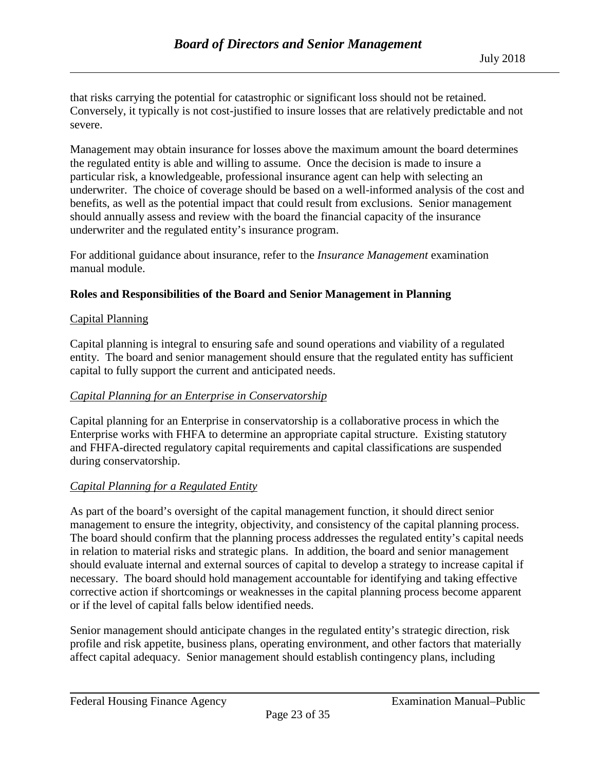that risks carrying the potential for catastrophic or significant loss should not be retained. Conversely, it typically is not cost-justified to insure losses that are relatively predictable and not severe.

Management may obtain insurance for losses above the maximum amount the board determines the regulated entity is able and willing to assume. Once the decision is made to insure a particular risk, a knowledgeable, professional insurance agent can help with selecting an underwriter. The choice of coverage should be based on a well-informed analysis of the cost and benefits, as well as the potential impact that could result from exclusions. Senior management should annually assess and review with the board the financial capacity of the insurance underwriter and the regulated entity's insurance program.

For additional guidance about insurance, refer to the *Insurance Management* examination manual module.

**Roles and Responsibilities of the Board and Senior Management in Planning**

<u>Capital Planning</u>

Capital planning is integral to ensuring safe and sound operations and viability of a regulated entity. The board and senior management should ensure that the regulated entity has sufficient capital to fully support the current and anticipated needs.

*<u>Capital Planning for an Enterprise in Conservatorship</u>*

Capital planning for an Enterprise in conservatorship is a collaborative process in which the Enterprise works with FHFA to determine an appropriate capital structure. Existing statutory and FHFA-directed regulatory capital requirements and capital classifications are suspended during conservatorship.

*<u>Capital Planning for a Regulated Entity</u>*

As part of the board's oversight of the capital management function, it should direct senior management to ensure the integrity, objectivity, and consistency of the capital planning process. The board should confirm that the planning process addresses the regulated entity's capital needs in relation to material risks and strategic plans. In addition, the board and senior management should evaluate internal and external sources of capital to develop a strategy to increase capital if necessary. The board should hold management accountable for identifying and taking effective corrective action if shortcomings or weaknesses in the capital planning process become apparent or if the level of capital falls below identified needs.

Senior management should anticipate changes in the regulated entity's strategic direction, risk profile and risk appetite, business plans, operating environment, and other factors that materially affect capital adequacy. Senior management should establish contingency plans, including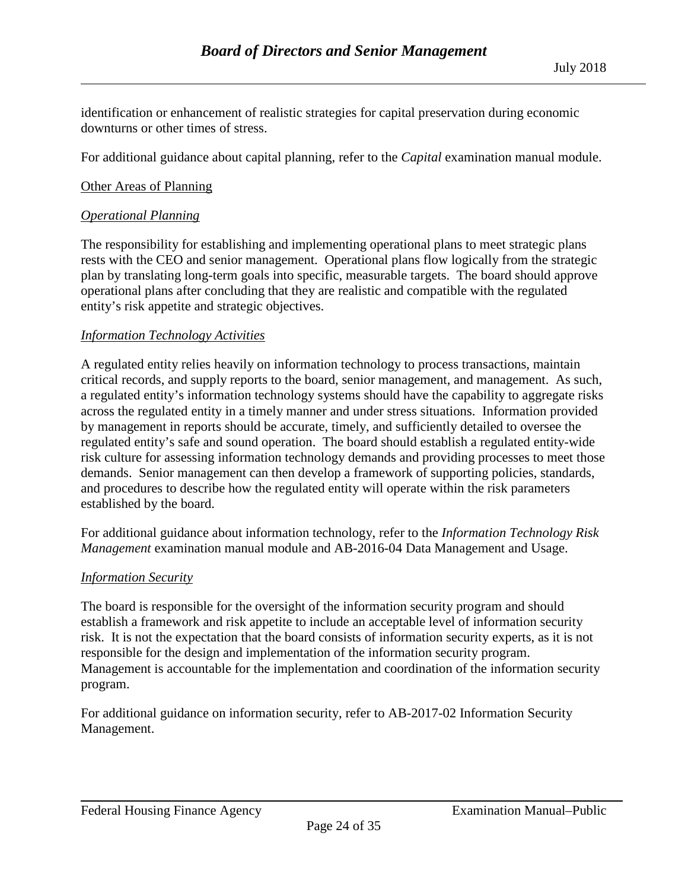identification or enhancement of realistic strategies for capital preservation during economic downturns or other times of stress.

For additional guidance about capital planning, refer to the *Capital* examination manual module.

<u>Other Areas of Planning</u>

*<u>Operational Planning</u>*

The responsibility for establishing and implementing operational plans to meet strategic plans rests with the CEO and senior management. Operational plans flow logically from the strategic plan by translating long-term goals into specific, measurable targets. The board should approve operational plans after concluding that they are realistic and compatible with the regulated entity's risk appetite and strategic objectives.

*<u>Information Technology Activities</u>*

A regulated entity relies heavily on information technology to process transactions, maintain critical records, and supply reports to the board, senior management, and management. As such, a regulated entity's information technology systems should have the capability to aggregate risks across the regulated entity in a timely manner and under stress situations. Information provided by management in reports should be accurate, timely, and sufficiently detailed to oversee the regulated entity's safe and sound operation. The board should establish a regulated entity-wide risk culture for assessing information technology demands and providing processes to meet those demands. Senior management can then develop a framework of supporting policies, standards, and procedures to describe how the regulated entity will operate within the risk parameters established by the board.

For additional guidance about information technology, refer to the *Information Technology Risk Management* examination manual module and AB-2016-04 Data Management and Usage.

*<u>Information Security</u>*

The board is responsible for the oversight of the information security program and should establish a framework and risk appetite to include an acceptable level of information security risk. It is not the expectation that the board consists of information security experts, as it is not responsible for the design and implementation of the information security program. Management is accountable for the implementation and coordination of the information security program.

For additional guidance on information security, refer to AB-2017-02 Information Security Management.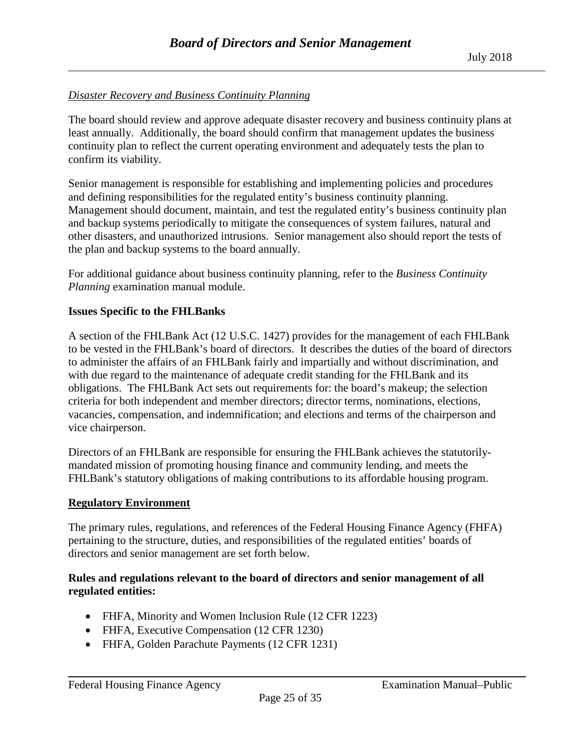*Disaster Recovery and Business Continuity Planning*

The board should review and approve adequate disaster recovery and business continuity plans at least annually. Additionally, the board should confirm that management updates the business continuity plan to reflect the current operating environment and adequately tests the plan to confirm its viability.

Senior management is responsible for establishing and implementing policies and procedures and defining responsibilities for the regulated entity's business continuity planning. Management should document, maintain, and test the regulated entity's business continuity plan and backup systems periodically to mitigate the consequences of system failures, natural and other disasters, and unauthorized intrusions. Senior management also should report the tests of the plan and backup systems to the board annually.

For additional guidance about business continuity planning, refer to the *Business Continuity Planning* examination manual module.

**Issues Specific to the FHLBanks**

A section of the FHLBank Act (12 U.S.C. 1427) provides for the management of each FHLBank to be vested in the FHLBank's board of directors. It describes the duties of the board of directors to administer the affairs of an FHLBank fairly and impartially and without discrimination, and with due regard to the maintenance of adequate credit standing for the FHLBank and its obligations. The FHLBank Act sets out requirements for: the board's makeup; the selection criteria for both independent and member directors; director terms, nominations, elections, vacancies, compensation, and indemnification; and elections and terms of the chairperson and vice chairperson.

Directors of an FHLBank are responsible for ensuring the FHLBank achieves the statutorily-mandated mission of promoting housing finance and community lending, and meets the FHLBank's statutory obligations of making contributions to its affordable housing program.

## Regulatory Environment

The primary rules, regulations, and references of the Federal Housing Finance Agency (FHFA) pertaining to the structure, duties, and responsibilities of the regulated entities' boards of directors and senior management are set forth below.

**Rules and regulations relevant to the board of directors and senior management of all regulated entities:**

- FHFA, Minority and Women Inclusion Rule (12 CFR 1223)
- FHFA, Executive Compensation (12 CFR 1230)
- FHFA, Golden Parachute Payments (12 CFR 1231)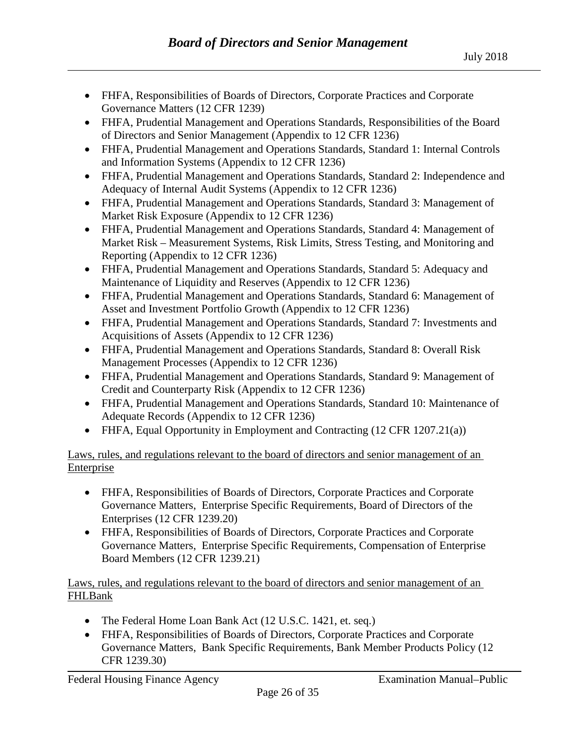- FHFA, Responsibilities of Boards of Directors, Corporate Practices and Corporate Governance Matters (12 CFR 1239)
- FHFA, Prudential Management and Operations Standards, Responsibilities of the Board of Directors and Senior Management (Appendix to 12 CFR 1236)
- FHFA, Prudential Management and Operations Standards, Standard 1: Internal Controls and Information Systems (Appendix to 12 CFR 1236)
- FHFA, Prudential Management and Operations Standards, Standard 2: Independence and Adequacy of Internal Audit Systems (Appendix to 12 CFR 1236)
- FHFA, Prudential Management and Operations Standards, Standard 3: Management of Market Risk Exposure (Appendix to 12 CFR 1236)
- FHFA, Prudential Management and Operations Standards, Standard 4: Management of Market Risk – Measurement Systems, Risk Limits, Stress Testing, and Monitoring and Reporting (Appendix to 12 CFR 1236)
- FHFA, Prudential Management and Operations Standards, Standard 5: Adequacy and Maintenance of Liquidity and Reserves (Appendix to 12 CFR 1236)
- FHFA, Prudential Management and Operations Standards, Standard 6: Management of Asset and Investment Portfolio Growth (Appendix to 12 CFR 1236)
- FHFA, Prudential Management and Operations Standards, Standard 7: Investments and Acquisitions of Assets (Appendix to 12 CFR 1236)
- FHFA, Prudential Management and Operations Standards, Standard 8: Overall Risk Management Processes (Appendix to 12 CFR 1236)
- FHFA, Prudential Management and Operations Standards, Standard 9: Management of Credit and Counterparty Risk (Appendix to 12 CFR 1236)
- FHFA, Prudential Management and Operations Standards, Standard 10: Maintenance of Adequate Records (Appendix to 12 CFR 1236)
- FHFA, Equal Opportunity in Employment and Contracting (12 CFR 1207.21(a))

<u>Laws, rules, and regulations relevant to the board of directors and senior management of an Enterprise</u>

- FHFA, Responsibilities of Boards of Directors, Corporate Practices and Corporate Governance Matters, Enterprise Specific Requirements, Board of Directors of the Enterprises (12 CFR 1239.20)
- FHFA, Responsibilities of Boards of Directors, Corporate Practices and Corporate Governance Matters, Enterprise Specific Requirements, Compensation of Enterprise Board Members (12 CFR 1239.21)

<u>Laws, rules, and regulations relevant to the board of directors and senior management of an FHLBank</u>

- The Federal Home Loan Bank Act (12 U.S.C. 1421, et. seq.)
- FHFA, Responsibilities of Boards of Directors, Corporate Practices and Corporate Governance Matters, Bank Specific Requirements, Bank Member Products Policy (12 CFR 1239.30)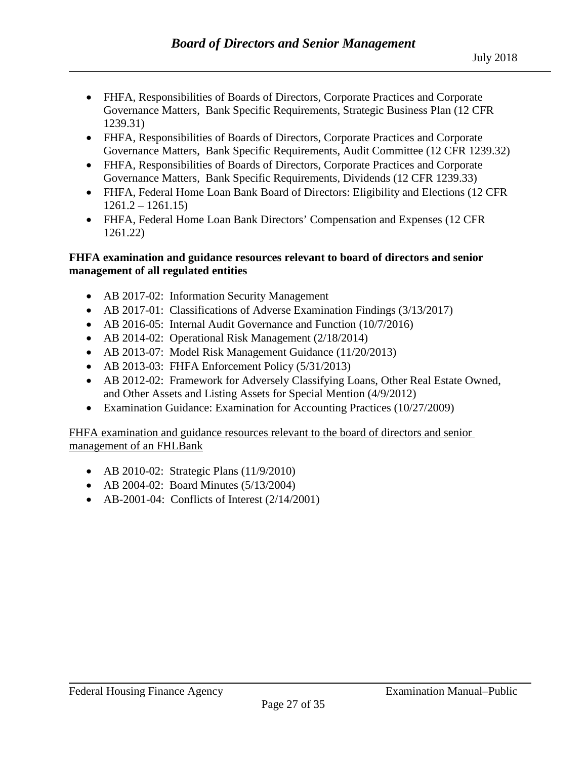- FHFA, Responsibilities of Boards of Directors, Corporate Practices and Corporate Governance Matters, Bank Specific Requirements, Strategic Business Plan (12 CFR 1239.31)
- FHFA, Responsibilities of Boards of Directors, Corporate Practices and Corporate Governance Matters, Bank Specific Requirements, Audit Committee (12 CFR 1239.32)
- FHFA, Responsibilities of Boards of Directors, Corporate Practices and Corporate Governance Matters, Bank Specific Requirements, Dividends (12 CFR 1239.33)
- FHFA, Federal Home Loan Bank Board of Directors: Eligibility and Elections (12 CFR 1261.2 – 1261.15)
- FHFA, Federal Home Loan Bank Directors' Compensation and Expenses (12 CFR 1261.22)

**FHFA examination and guidance resources relevant to board of directors and senior management of all regulated entities**

- AB 2017-02: Information Security Management
- AB 2017-01: Classifications of Adverse Examination Findings (3/13/2017)
- AB 2016-05: Internal Audit Governance and Function (10/7/2016)
- AB 2014-02: Operational Risk Management (2/18/2014)
- AB 2013-07: Model Risk Management Guidance (11/20/2013)
- AB 2013-03: FHFA Enforcement Policy (5/31/2013)
- AB 2012-02: Framework for Adversely Classifying Loans, Other Real Estate Owned, and Other Assets and Listing Assets for Special Mention (4/9/2012)
- Examination Guidance: Examination for Accounting Practices (10/27/2009)

<u>FHFA examination and guidance resources relevant to the board of directors and senior management of an FHLBank</u>

- AB 2010-02: Strategic Plans (11/9/2010)
- AB 2004-02: Board Minutes (5/13/2004)
- AB-2001-04: Conflicts of Interest (2/14/2001)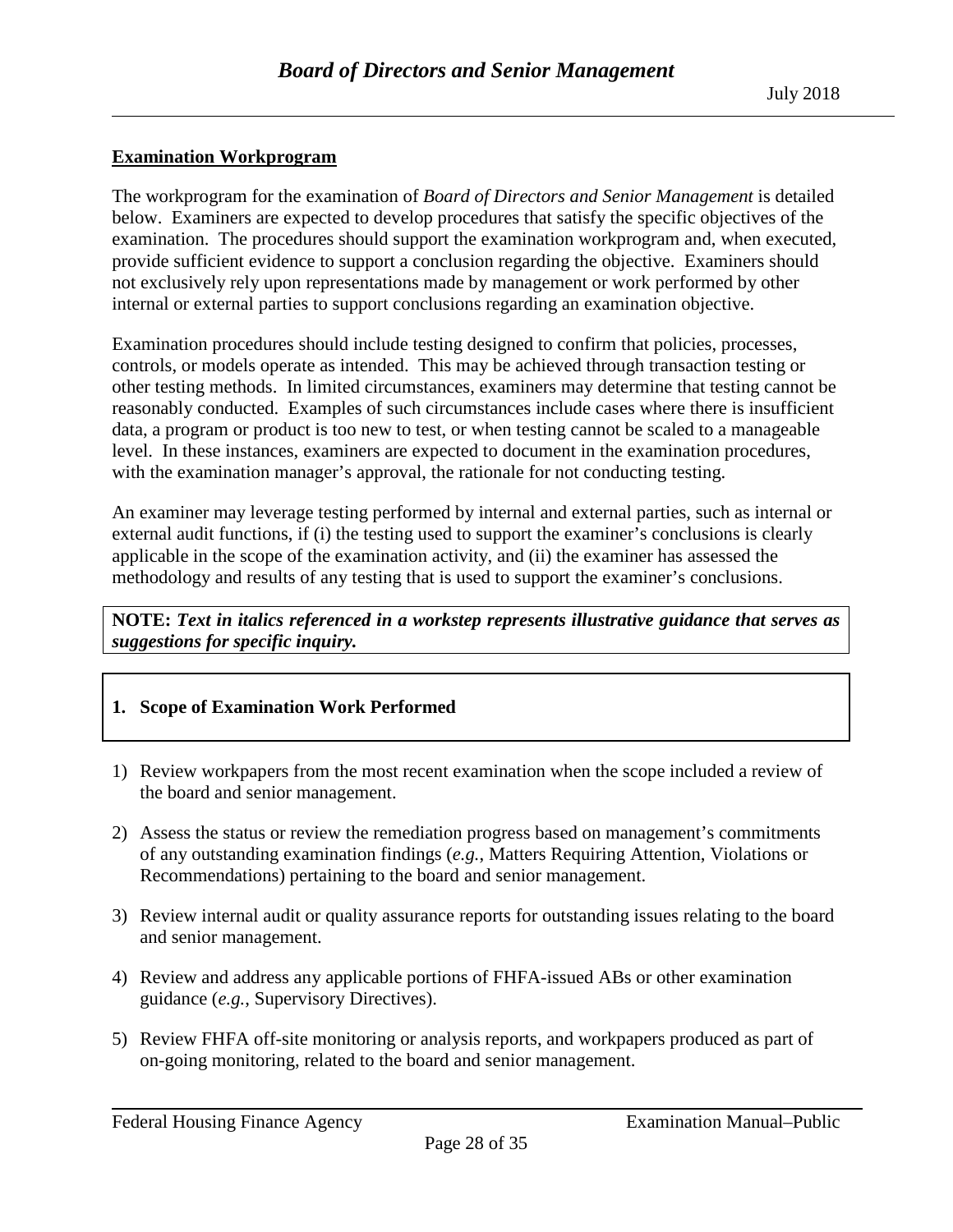## Examination Workprogram

The workprogram for the examination of *Board of Directors and Senior Management* is detailed below. Examiners are expected to develop procedures that satisfy the specific objectives of the examination. The procedures should support the examination workprogram and, when executed, provide sufficient evidence to support a conclusion regarding the objective. Examiners should not exclusively rely upon representations made by management or work performed by other internal or external parties to support conclusions regarding an examination objective.

Examination procedures should include testing designed to confirm that policies, processes, controls, or models operate as intended. This may be achieved through transaction testing or other testing methods. In limited circumstances, examiners may determine that testing cannot be reasonably conducted. Examples of such circumstances include cases where there is insufficient data, a program or product is too new to test, or when testing cannot be scaled to a manageable level. In these instances, examiners are expected to document in the examination procedures, with the examination manager's approval, the rationale for not conducting testing.

An examiner may leverage testing performed by internal and external parties, such as internal or external audit functions, if (i) the testing used to support the examiner's conclusions is clearly applicable in the scope of the examination activity, and (ii) the examiner has assessed the methodology and results of any testing that is used to support the examiner's conclusions.

**NOTE:** ***Text in italics referenced in a workstep represents illustrative guidance that serves as suggestions for specific inquiry.***

### 1. Scope of Examination Work Performed

1) Review workpapers from the most recent examination when the scope included a review of the board and senior management.

2) Assess the status or review the remediation progress based on management's commitments of any outstanding examination findings (*e.g.*, Matters Requiring Attention, Violations or Recommendations) pertaining to the board and senior management.

3) Review internal audit or quality assurance reports for outstanding issues relating to the board and senior management.

4) Review and address any applicable portions of FHFA-issued ABs or other examination guidance (*e.g.*, Supervisory Directives).

5) Review FHFA off-site monitoring or analysis reports, and workpapers produced as part of on-going monitoring, related to the board and senior management.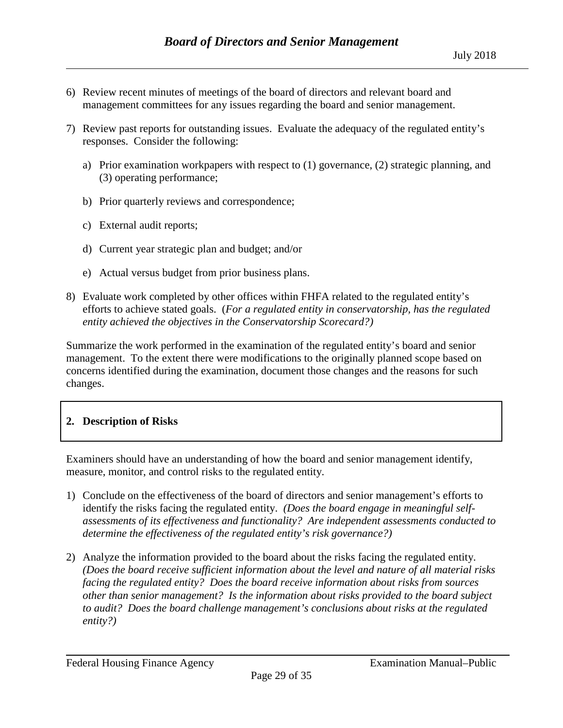6) Review recent minutes of meetings of the board of directors and relevant board and management committees for any issues regarding the board and senior management.

7) Review past reports for outstanding issues. Evaluate the adequacy of the regulated entity's responses. Consider the following:

   a) Prior examination workpapers with respect to (1) governance, (2) strategic planning, and (3) operating performance;

   b) Prior quarterly reviews and correspondence;

   c) External audit reports;

   d) Current year strategic plan and budget; and/or

   e) Actual versus budget from prior business plans.

8) Evaluate work completed by other offices within FHFA related to the regulated entity's efforts to achieve stated goals. (*For a regulated entity in conservatorship, has the regulated entity achieved the objectives in the Conservatorship Scorecard?)*

Summarize the work performed in the examination of the regulated entity's board and senior management. To the extent there were modifications to the originally planned scope based on concerns identified during the examination, document those changes and the reasons for such changes.

## 2. Description of Risks

Examiners should have an understanding of how the board and senior management identify, measure, monitor, and control risks to the regulated entity.

1) Conclude on the effectiveness of the board of directors and senior management's efforts to identify the risks facing the regulated entity. *(Does the board engage in meaningful self-assessments of its effectiveness and functionality? Are independent assessments conducted to determine the effectiveness of the regulated entity's risk governance?)*

2) Analyze the information provided to the board about the risks facing the regulated entity. *(Does the board receive sufficient information about the level and nature of all material risks facing the regulated entity? Does the board receive information about risks from sources other than senior management? Is the information about risks provided to the board subject to audit? Does the board challenge management's conclusions about risks at the regulated entity?)*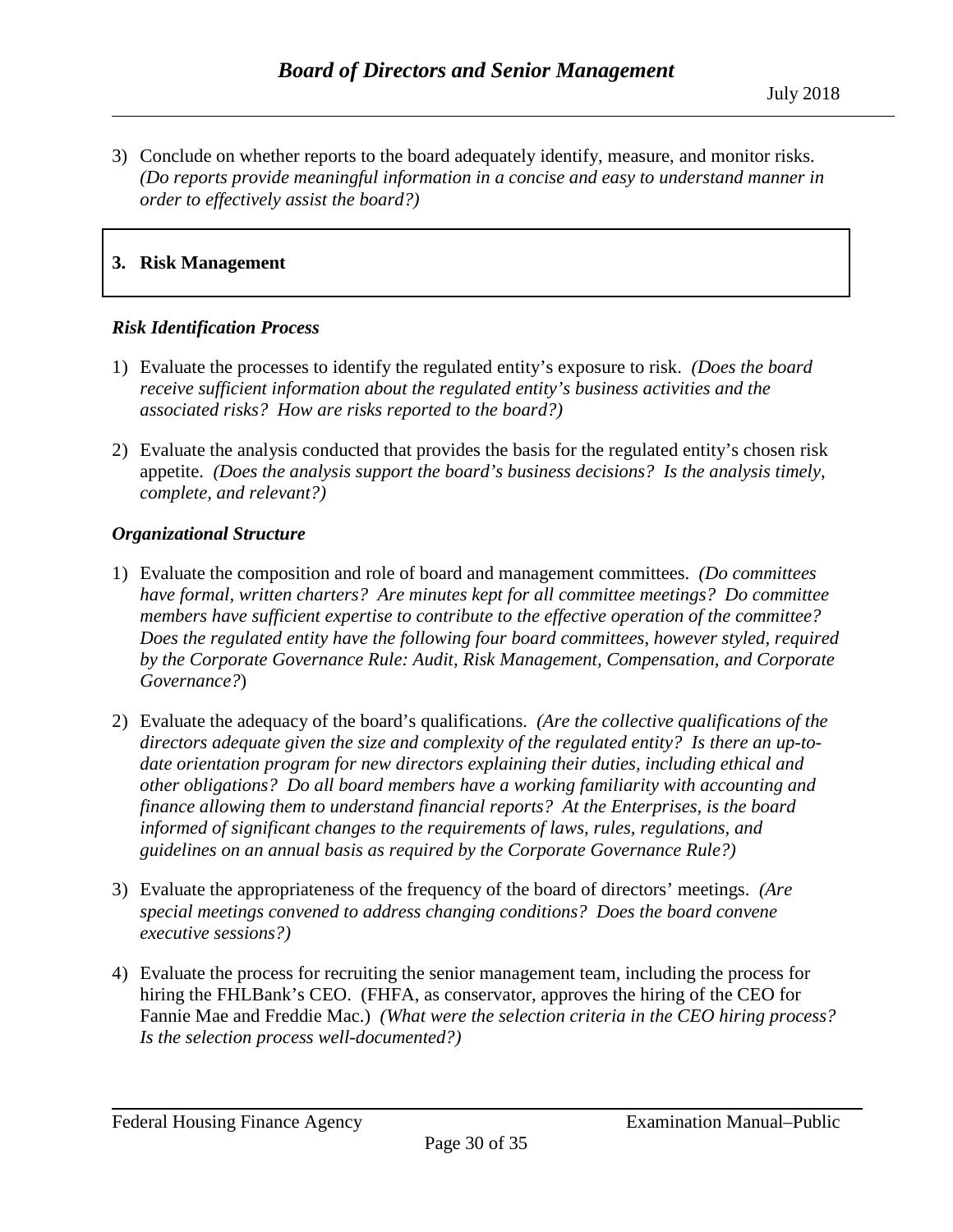3) Conclude on whether reports to the board adequately identify, measure, and monitor risks. *(Do reports provide meaningful information in a concise and easy to understand manner in order to effectively assist the board?)*

## 3. Risk Management

### *Risk Identification Process*

1) Evaluate the processes to identify the regulated entity's exposure to risk. *(Does the board receive sufficient information about the regulated entity's business activities and the associated risks? How are risks reported to the board?)*

2) Evaluate the analysis conducted that provides the basis for the regulated entity's chosen risk appetite. *(Does the analysis support the board's business decisions? Is the analysis timely, complete, and relevant?)*

### *Organizational Structure*

1) Evaluate the composition and role of board and management committees. *(Do committees have formal, written charters? Are minutes kept for all committee meetings? Do committee members have sufficient expertise to contribute to the effective operation of the committee? Does the regulated entity have the following four board committees, however styled, required by the Corporate Governance Rule: Audit, Risk Management, Compensation, and Corporate Governance?*)

2) Evaluate the adequacy of the board's qualifications. *(Are the collective qualifications of the directors adequate given the size and complexity of the regulated entity? Is there an up-to-date orientation program for new directors explaining their duties, including ethical and other obligations? Do all board members have a working familiarity with accounting and finance allowing them to understand financial reports? At the Enterprises, is the board informed of significant changes to the requirements of laws, rules, regulations, and guidelines on an annual basis as required by the Corporate Governance Rule?)*

3) Evaluate the appropriateness of the frequency of the board of directors' meetings. *(Are special meetings convened to address changing conditions? Does the board convene executive sessions?)*

4) Evaluate the process for recruiting the senior management team, including the process for hiring the FHLBank's CEO. (FHFA, as conservator, approves the hiring of the CEO for Fannie Mae and Freddie Mac.) *(What were the selection criteria in the CEO hiring process? Is the selection process well-documented?)*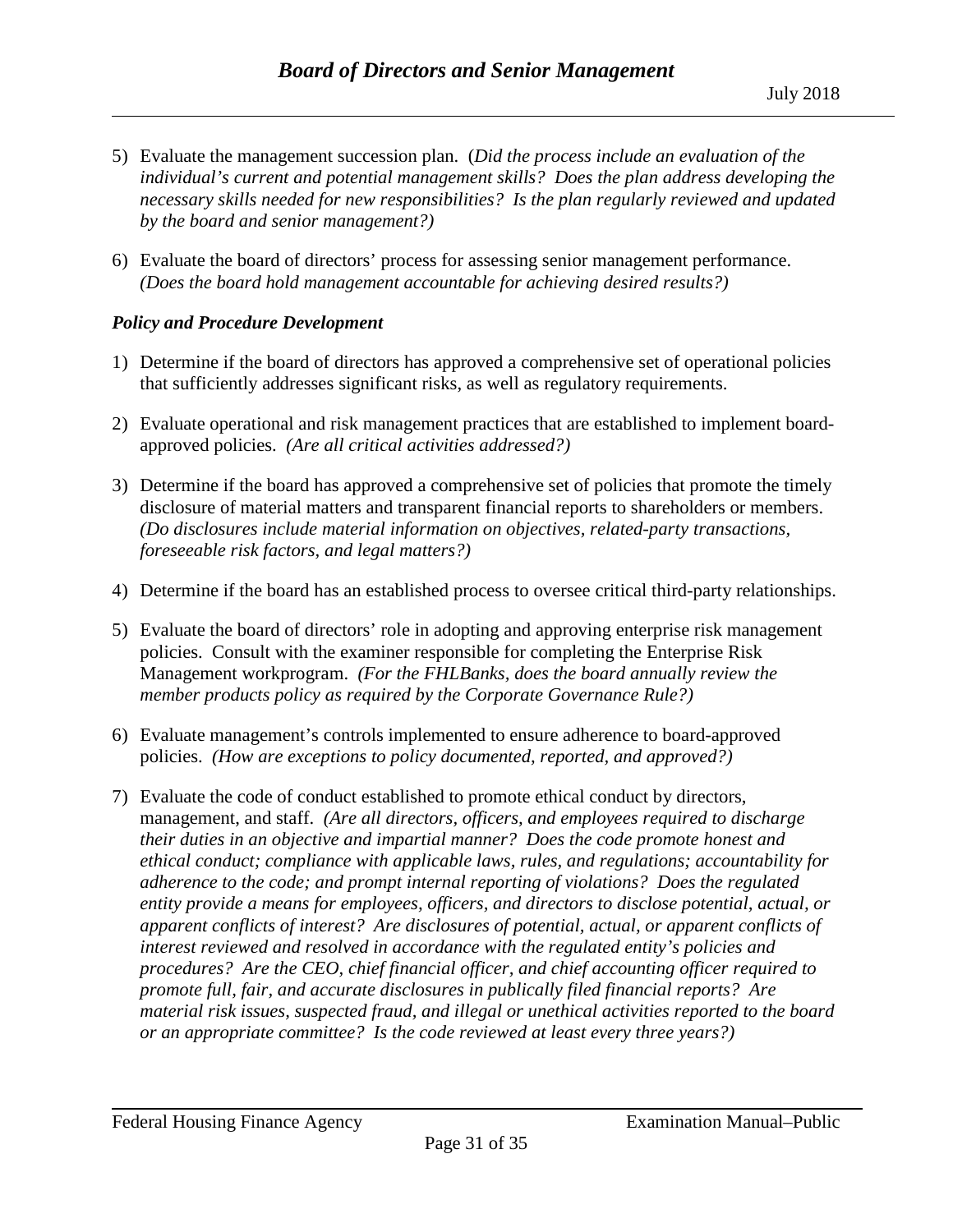5) Evaluate the management succession plan. (*Did the process include an evaluation of the individual's current and potential management skills? Does the plan address developing the necessary skills needed for new responsibilities? Is the plan regularly reviewed and updated by the board and senior management?)*

6) Evaluate the board of directors' process for assessing senior management performance. *(Does the board hold management accountable for achieving desired results?)*

### *Policy and Procedure Development*

1) Determine if the board of directors has approved a comprehensive set of operational policies that sufficiently addresses significant risks, as well as regulatory requirements.

2) Evaluate operational and risk management practices that are established to implement board-approved policies. *(Are all critical activities addressed?)*

3) Determine if the board has approved a comprehensive set of policies that promote the timely disclosure of material matters and transparent financial reports to shareholders or members. *(Do disclosures include material information on objectives, related-party transactions, foreseeable risk factors, and legal matters?)*

4) Determine if the board has an established process to oversee critical third-party relationships.

5) Evaluate the board of directors' role in adopting and approving enterprise risk management policies. Consult with the examiner responsible for completing the Enterprise Risk Management workprogram. *(For the FHLBanks, does the board annually review the member products policy as required by the Corporate Governance Rule?)*

6) Evaluate management's controls implemented to ensure adherence to board-approved policies. *(How are exceptions to policy documented, reported, and approved?)*

7) Evaluate the code of conduct established to promote ethical conduct by directors, management, and staff. *(Are all directors, officers, and employees required to discharge their duties in an objective and impartial manner? Does the code promote honest and ethical conduct; compliance with applicable laws, rules, and regulations; accountability for adherence to the code; and prompt internal reporting of violations? Does the regulated entity provide a means for employees, officers, and directors to disclose potential, actual, or apparent conflicts of interest? Are disclosures of potential, actual, or apparent conflicts of interest reviewed and resolved in accordance with the regulated entity's policies and procedures? Are the CEO, chief financial officer, and chief accounting officer required to promote full, fair, and accurate disclosures in publically filed financial reports? Are material risk issues, suspected fraud, and illegal or unethical activities reported to the board or an appropriate committee? Is the code reviewed at least every three years?)*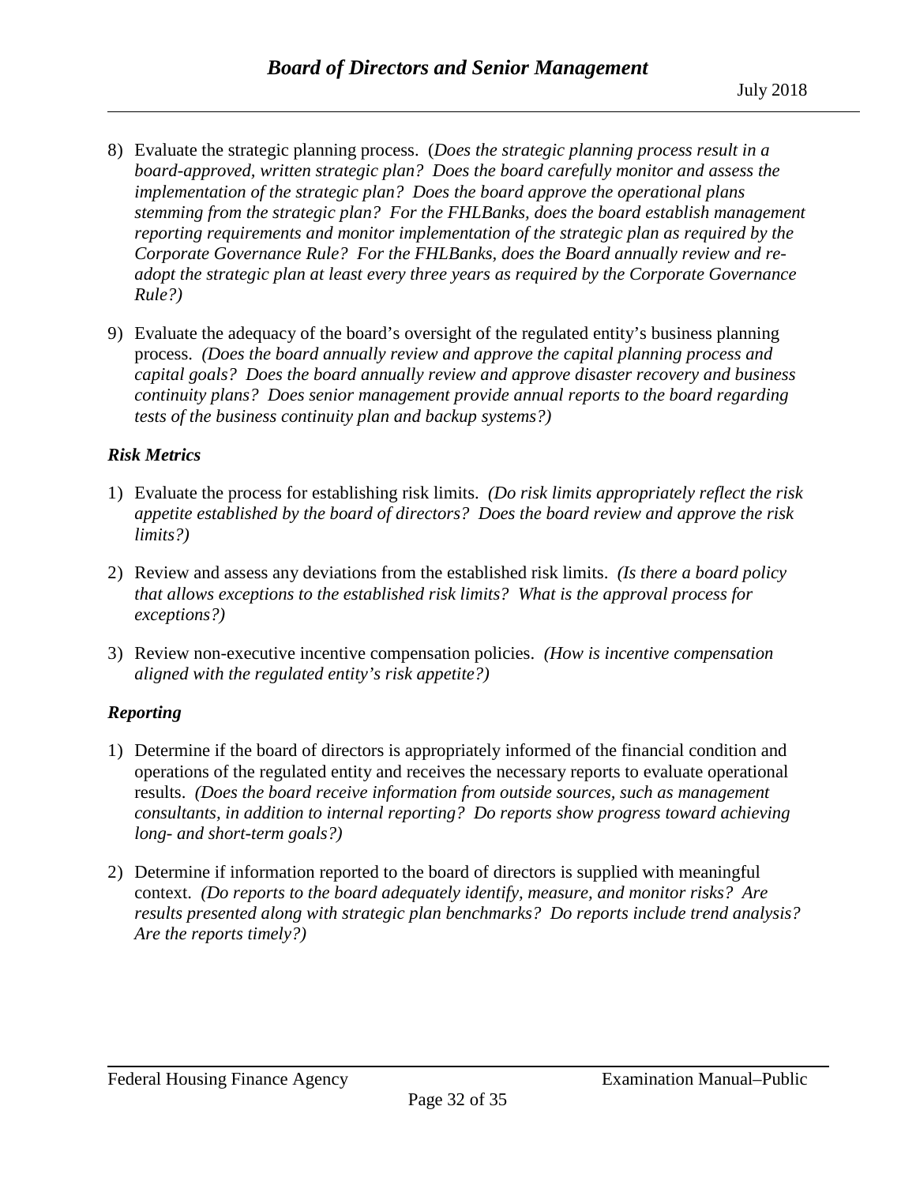8) Evaluate the strategic planning process. (*Does the strategic planning process result in a board-approved, written strategic plan? Does the board carefully monitor and assess the implementation of the strategic plan? Does the board approve the operational plans stemming from the strategic plan? For the FHLBanks, does the board establish management reporting requirements and monitor implementation of the strategic plan as required by the Corporate Governance Rule? For the FHLBanks, does the Board annually review and re-adopt the strategic plan at least every three years as required by the Corporate Governance Rule?)*

9) Evaluate the adequacy of the board's oversight of the regulated entity's business planning process. *(Does the board annually review and approve the capital planning process and capital goals? Does the board annually review and approve disaster recovery and business continuity plans? Does senior management provide annual reports to the board regarding tests of the business continuity plan and backup systems?)*

### *Risk Metrics*

1) Evaluate the process for establishing risk limits. *(Do risk limits appropriately reflect the risk appetite established by the board of directors? Does the board review and approve the risk limits?)*

2) Review and assess any deviations from the established risk limits. *(Is there a board policy that allows exceptions to the established risk limits? What is the approval process for exceptions?)*

3) Review non-executive incentive compensation policies. *(How is incentive compensation aligned with the regulated entity's risk appetite?)*

### *Reporting*

1) Determine if the board of directors is appropriately informed of the financial condition and operations of the regulated entity and receives the necessary reports to evaluate operational results. *(Does the board receive information from outside sources, such as management consultants, in addition to internal reporting? Do reports show progress toward achieving long- and short-term goals?)*

2) Determine if information reported to the board of directors is supplied with meaningful context. *(Do reports to the board adequately identify, measure, and monitor risks? Are results presented along with strategic plan benchmarks? Do reports include trend analysis? Are the reports timely?)*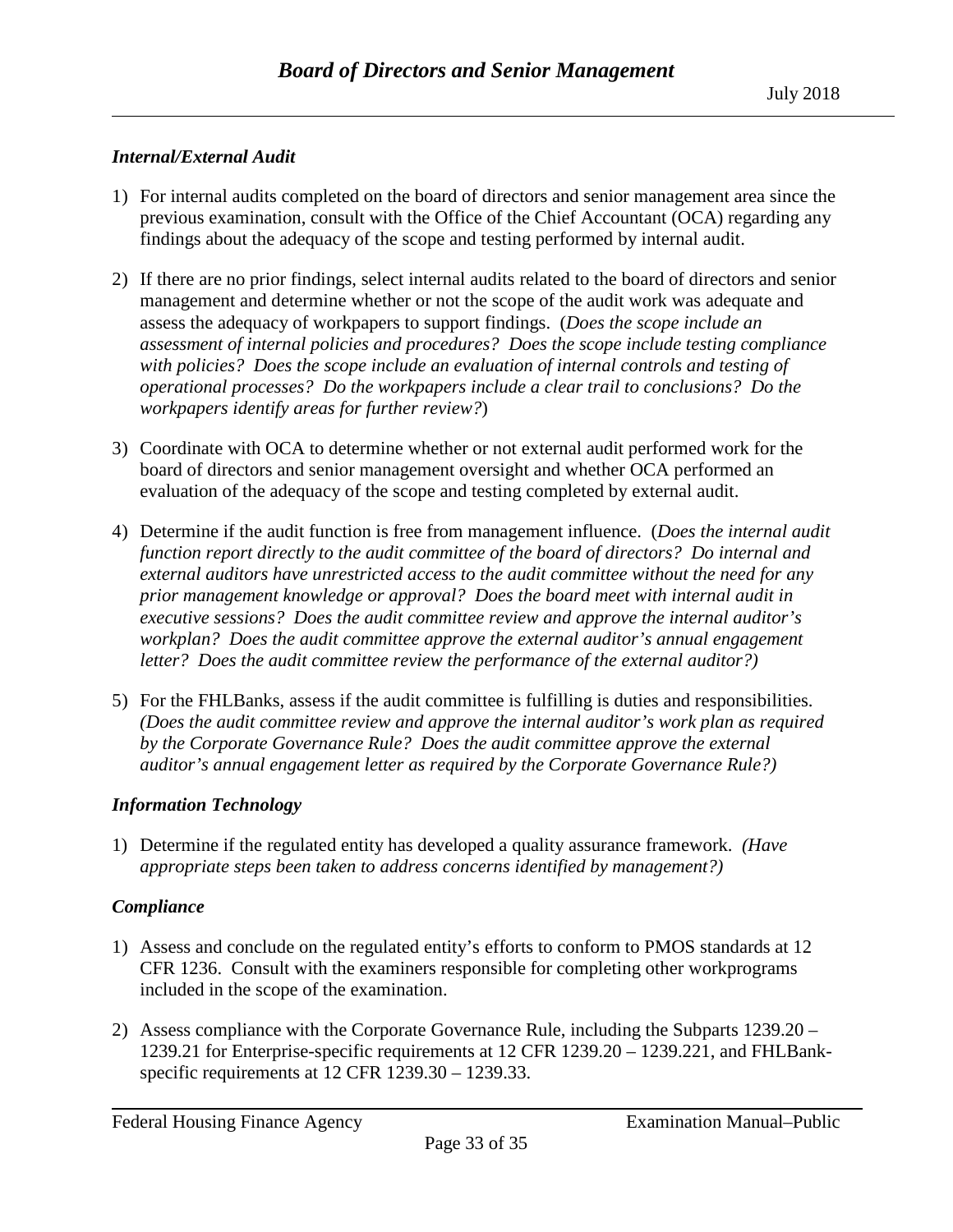### *Internal/External Audit*

1) For internal audits completed on the board of directors and senior management area since the previous examination, consult with the Office of the Chief Accountant (OCA) regarding any findings about the adequacy of the scope and testing performed by internal audit.

2) If there are no prior findings, select internal audits related to the board of directors and senior management and determine whether or not the scope of the audit work was adequate and assess the adequacy of workpapers to support findings. (*Does the scope include an assessment of internal policies and procedures? Does the scope include testing compliance with policies? Does the scope include an evaluation of internal controls and testing of operational processes? Do the workpapers include a clear trail to conclusions? Do the workpapers identify areas for further review?*)

3) Coordinate with OCA to determine whether or not external audit performed work for the board of directors and senior management oversight and whether OCA performed an evaluation of the adequacy of the scope and testing completed by external audit.

4) Determine if the audit function is free from management influence. (*Does the internal audit function report directly to the audit committee of the board of directors? Do internal and external auditors have unrestricted access to the audit committee without the need for any prior management knowledge or approval? Does the board meet with internal audit in executive sessions? Does the audit committee review and approve the internal auditor's workplan? Does the audit committee approve the external auditor's annual engagement letter? Does the audit committee review the performance of the external auditor?)*

5) For the FHLBanks, assess if the audit committee is fulfilling is duties and responsibilities. *(Does the audit committee review and approve the internal auditor's work plan as required by the Corporate Governance Rule? Does the audit committee approve the external auditor's annual engagement letter as required by the Corporate Governance Rule?)*

### *Information Technology*

1) Determine if the regulated entity has developed a quality assurance framework. *(Have appropriate steps been taken to address concerns identified by management?)*

### *Compliance*

1) Assess and conclude on the regulated entity's efforts to conform to PMOS standards at 12 CFR 1236. Consult with the examiners responsible for completing other workprograms included in the scope of the examination.

2) Assess compliance with the Corporate Governance Rule, including the Subparts 1239.20 – 1239.21 for Enterprise-specific requirements at 12 CFR 1239.20 – 1239.221, and FHLBank-specific requirements at 12 CFR 1239.30 – 1239.33.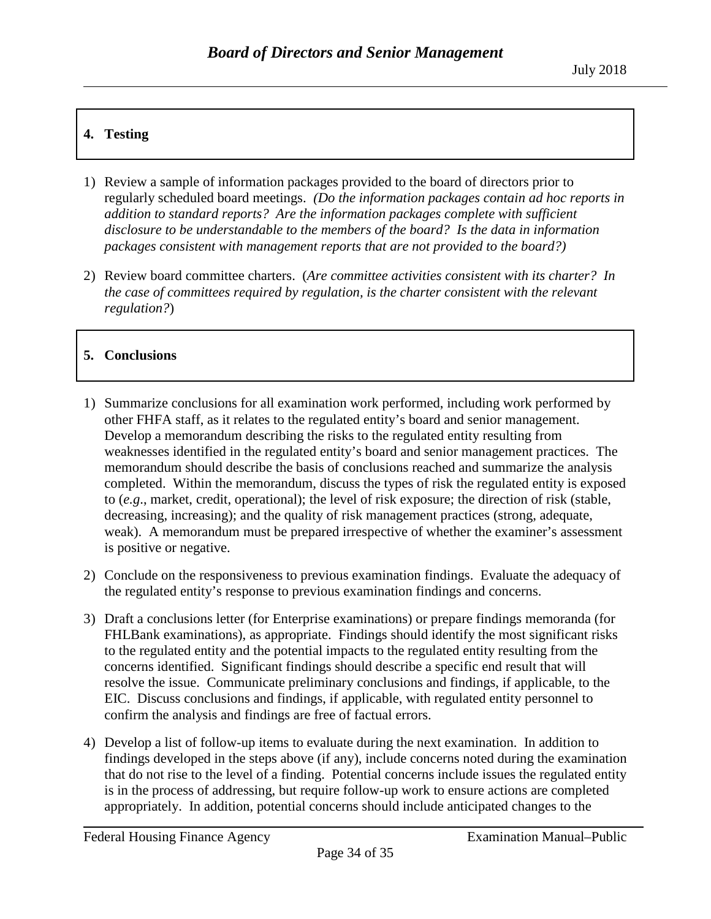## 4. Testing

1) Review a sample of information packages provided to the board of directors prior to regularly scheduled board meetings. *(Do the information packages contain ad hoc reports in addition to standard reports? Are the information packages complete with sufficient disclosure to be understandable to the members of the board? Is the data in information packages consistent with management reports that are not provided to the board?)*

2) Review board committee charters. (*Are committee activities consistent with its charter? In the case of committees required by regulation, is the charter consistent with the relevant regulation?*)

## 5. Conclusions

1) Summarize conclusions for all examination work performed, including work performed by other FHFA staff, as it relates to the regulated entity's board and senior management. Develop a memorandum describing the risks to the regulated entity resulting from weaknesses identified in the regulated entity's board and senior management practices. The memorandum should describe the basis of conclusions reached and summarize the analysis completed. Within the memorandum, discuss the types of risk the regulated entity is exposed to (*e.g*., market, credit, operational); the level of risk exposure; the direction of risk (stable, decreasing, increasing); and the quality of risk management practices (strong, adequate, weak). A memorandum must be prepared irrespective of whether the examiner's assessment is positive or negative.

2) Conclude on the responsiveness to previous examination findings. Evaluate the adequacy of the regulated entity's response to previous examination findings and concerns.

3) Draft a conclusions letter (for Enterprise examinations) or prepare findings memoranda (for FHLBank examinations), as appropriate. Findings should identify the most significant risks to the regulated entity and the potential impacts to the regulated entity resulting from the concerns identified. Significant findings should describe a specific end result that will resolve the issue. Communicate preliminary conclusions and findings, if applicable, to the EIC. Discuss conclusions and findings, if applicable, with regulated entity personnel to confirm the analysis and findings are free of factual errors.

4) Develop a list of follow-up items to evaluate during the next examination. In addition to findings developed in the steps above (if any), include concerns noted during the examination that do not rise to the level of a finding. Potential concerns include issues the regulated entity is in the process of addressing, but require follow-up work to ensure actions are completed appropriately. In addition, potential concerns should include anticipated changes to the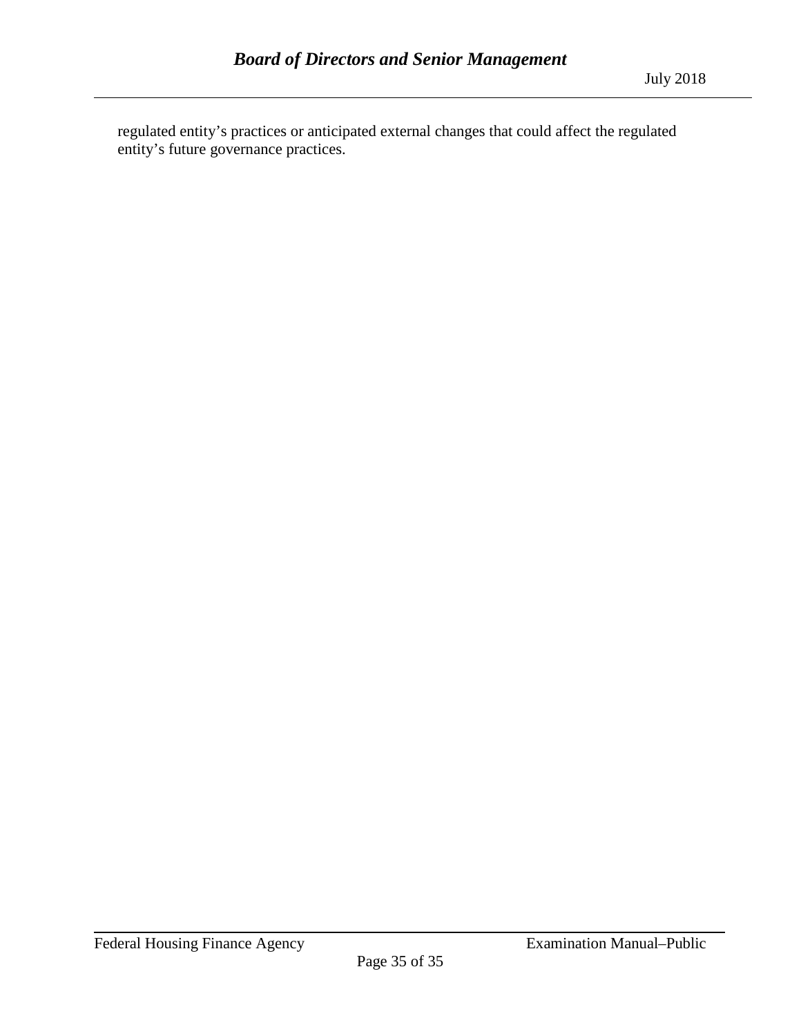regulated entity’s practices or anticipated external changes that could affect the regulated entity’s future governance practices.